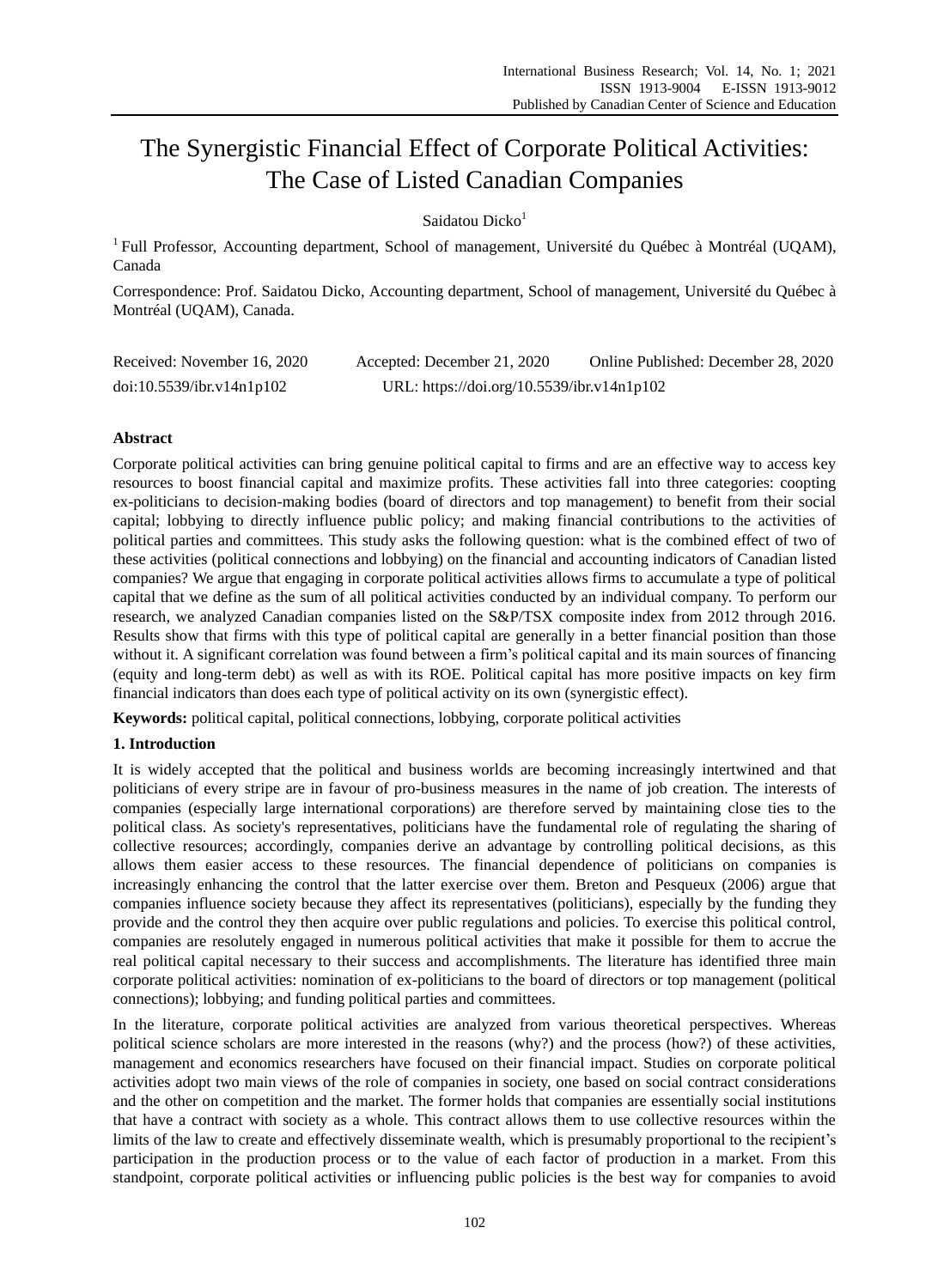# The Synergistic Financial Effect of Corporate Political Activities: The Case of Listed Canadian Companies

Saidatou Dicko[1]

[1] Full Professor, Accounting department, School of management, Université du Québec à Montréal (UQAM), Canada

Correspondence: Prof. Saidatou Dicko, Accounting department, School of management, Université du Québec à Montréal (UQAM), Canada.

Received: November 16, 2020 Accepted: December 21, 2020 Online Published: December 28, 2020

doi:10.5539/ibr.v14n1p102 URL: https://doi.org/10.5539/ibr.v14n1p102

## Abstract

Corporate political activities can bring genuine political capital to firms and are an effective way to access key resources to boost financial capital and maximize profits. These activities fall into three categories: coopting ex-politicians to decision-making bodies (board of directors and top management) to benefit from their social capital; lobbying to directly influence public policy; and making financial contributions to the activities of political parties and committees. This study asks the following question: what is the combined effect of two of these activities (political connections and lobbying) on the financial and accounting indicators of Canadian listed companies? We argue that engaging in corporate political activities allows firms to accumulate a type of political capital that we define as the sum of all political activities conducted by an individual company. To perform our research, we analyzed Canadian companies listed on the S&P/TSX composite index from 2012 through 2016. Results show that firms with this type of political capital are generally in a better financial position than those without it. A significant correlation was found between a firm's political capital and its main sources of financing (equity and long-term debt) as well as with its ROE. Political capital has more positive impacts on key firm financial indicators than does each type of political activity on its own (synergistic effect).

**Keywords:** political capital, political connections, lobbying, corporate political activities

## 1. Introduction

It is widely accepted that the political and business worlds are becoming increasingly intertwined and that politicians of every stripe are in favour of pro-business measures in the name of job creation. The interests of companies (especially large international corporations) are therefore served by maintaining close ties to the political class. As society's representatives, politicians have the fundamental role of regulating the sharing of collective resources; accordingly, companies derive an advantage by controlling political decisions, as this allows them easier access to these resources. The financial dependence of politicians on companies is increasingly enhancing the control that the latter exercise over them. Breton and Pesqueux (2006) argue that companies influence society because they affect its representatives (politicians), especially by the funding they provide and the control they then acquire over public regulations and policies. To exercise this political control, companies are resolutely engaged in numerous political activities that make it possible for them to accrue the real political capital necessary to their success and accomplishments. The literature has identified three main corporate political activities: nomination of ex-politicians to the board of directors or top management (political connections); lobbying; and funding political parties and committees.

In the literature, corporate political activities are analyzed from various theoretical perspectives. Whereas political science scholars are more interested in the reasons (why?) and the process (how?) of these activities, management and economics researchers have focused on their financial impact. Studies on corporate political activities adopt two main views of the role of companies in society, one based on social contract considerations and the other on competition and the market. The former holds that companies are essentially social institutions that have a contract with society as a whole. This contract allows them to use collective resources within the limits of the law to create and effectively disseminate wealth, which is presumably proportional to the recipient's participation in the production process or to the value of each factor of production in a market. From this standpoint, corporate political activities or influencing public policies is the best way for companies to avoid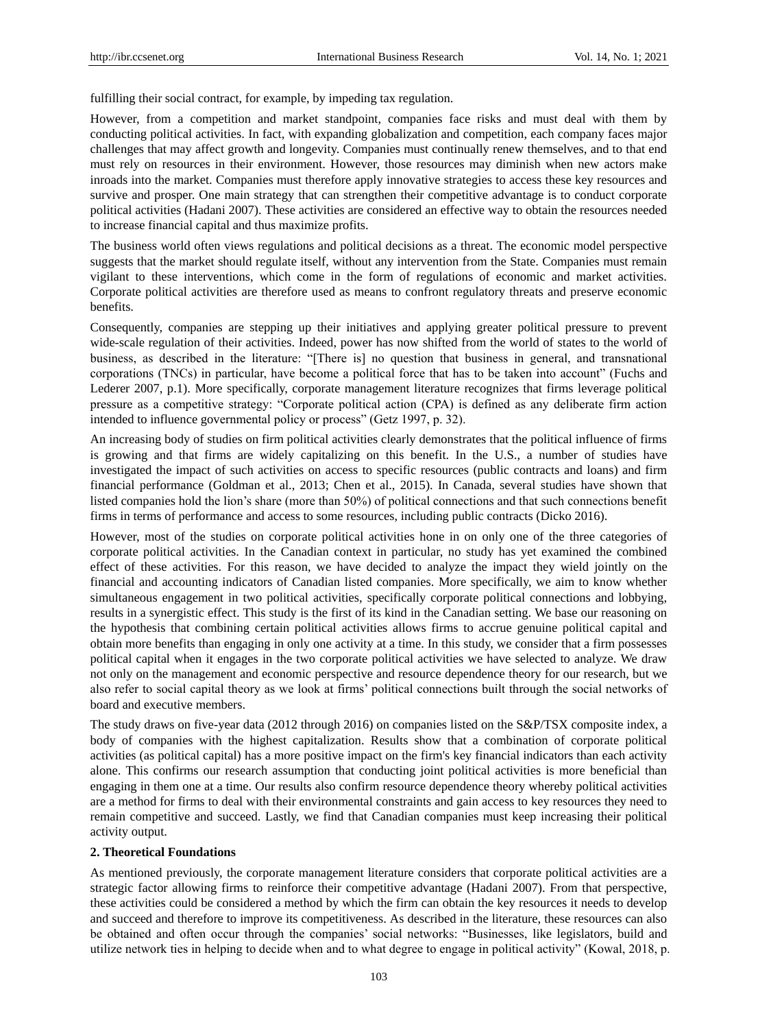fulfilling their social contract, for example, by impeding tax regulation.

However, from a competition and market standpoint, companies face risks and must deal with them by conducting political activities. In fact, with expanding globalization and competition, each company faces major challenges that may affect growth and longevity. Companies must continually renew themselves, and to that end must rely on resources in their environment. However, those resources may diminish when new actors make inroads into the market. Companies must therefore apply innovative strategies to access these key resources and survive and prosper. One main strategy that can strengthen their competitive advantage is to conduct corporate political activities (Hadani 2007). These activities are considered an effective way to obtain the resources needed to increase financial capital and thus maximize profits.

The business world often views regulations and political decisions as a threat. The economic model perspective suggests that the market should regulate itself, without any intervention from the State. Companies must remain vigilant to these interventions, which come in the form of regulations of economic and market activities. Corporate political activities are therefore used as means to confront regulatory threats and preserve economic benefits.

Consequently, companies are stepping up their initiatives and applying greater political pressure to prevent wide-scale regulation of their activities. Indeed, power has now shifted from the world of states to the world of business, as described in the literature: "[There is] no question that business in general, and transnational corporations (TNCs) in particular, have become a political force that has to be taken into account" (Fuchs and Lederer 2007, p.1). More specifically, corporate management literature recognizes that firms leverage political pressure as a competitive strategy: "Corporate political action (CPA) is defined as any deliberate firm action intended to influence governmental policy or process" (Getz 1997, p. 32).

An increasing body of studies on firm political activities clearly demonstrates that the political influence of firms is growing and that firms are widely capitalizing on this benefit. In the U.S., a number of studies have investigated the impact of such activities on access to specific resources (public contracts and loans) and firm financial performance (Goldman et al., 2013; Chen et al., 2015). In Canada, several studies have shown that listed companies hold the lion's share (more than 50%) of political connections and that such connections benefit firms in terms of performance and access to some resources, including public contracts (Dicko 2016).

However, most of the studies on corporate political activities hone in on only one of the three categories of corporate political activities. In the Canadian context in particular, no study has yet examined the combined effect of these activities. For this reason, we have decided to analyze the impact they wield jointly on the financial and accounting indicators of Canadian listed companies. More specifically, we aim to know whether simultaneous engagement in two political activities, specifically corporate political connections and lobbying, results in a synergistic effect. This study is the first of its kind in the Canadian setting. We base our reasoning on the hypothesis that combining certain political activities allows firms to accrue genuine political capital and obtain more benefits than engaging in only one activity at a time. In this study, we consider that a firm possesses political capital when it engages in the two corporate political activities we have selected to analyze. We draw not only on the management and economic perspective and resource dependence theory for our research, but we also refer to social capital theory as we look at firms' political connections built through the social networks of board and executive members.

The study draws on five-year data (2012 through 2016) on companies listed on the S&P/TSX composite index, a body of companies with the highest capitalization. Results show that a combination of corporate political activities (as political capital) has a more positive impact on the firm's key financial indicators than each activity alone. This confirms our research assumption that conducting joint political activities is more beneficial than engaging in them one at a time. Our results also confirm resource dependence theory whereby political activities are a method for firms to deal with their environmental constraints and gain access to key resources they need to remain competitive and succeed. Lastly, we find that Canadian companies must keep increasing their political activity output.

## 2. Theoretical Foundations

As mentioned previously, the corporate management literature considers that corporate political activities are a strategic factor allowing firms to reinforce their competitive advantage (Hadani 2007). From that perspective, these activities could be considered a method by which the firm can obtain the key resources it needs to develop and succeed and therefore to improve its competitiveness. As described in the literature, these resources can also be obtained and often occur through the companies' social networks: "Businesses, like legislators, build and utilize network ties in helping to decide when and to what degree to engage in political activity" (Kowal, 2018, p.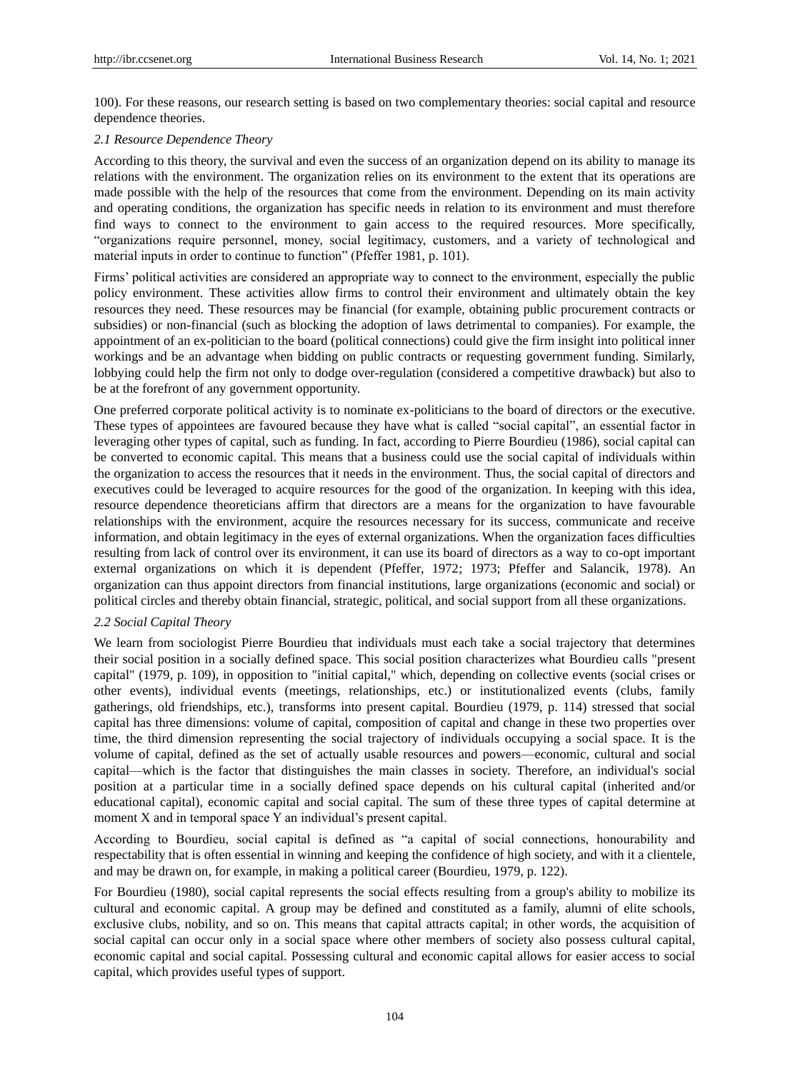100). For these reasons, our research setting is based on two complementary theories: social capital and resource dependence theories.

### *2.1 Resource Dependence Theory*

According to this theory, the survival and even the success of an organization depend on its ability to manage its relations with the environment. The organization relies on its environment to the extent that its operations are made possible with the help of the resources that come from the environment. Depending on its main activity and operating conditions, the organization has specific needs in relation to its environment and must therefore find ways to connect to the environment to gain access to the required resources. More specifically, "organizations require personnel, money, social legitimacy, customers, and a variety of technological and material inputs in order to continue to function" (Pfeffer 1981, p. 101).

Firms' political activities are considered an appropriate way to connect to the environment, especially the public policy environment. These activities allow firms to control their environment and ultimately obtain the key resources they need. These resources may be financial (for example, obtaining public procurement contracts or subsidies) or non-financial (such as blocking the adoption of laws detrimental to companies). For example, the appointment of an ex-politician to the board (political connections) could give the firm insight into political inner workings and be an advantage when bidding on public contracts or requesting government funding. Similarly, lobbying could help the firm not only to dodge over-regulation (considered a competitive drawback) but also to be at the forefront of any government opportunity.

One preferred corporate political activity is to nominate ex-politicians to the board of directors or the executive. These types of appointees are favoured because they have what is called "social capital", an essential factor in leveraging other types of capital, such as funding. In fact, according to Pierre Bourdieu (1986), social capital can be converted to economic capital. This means that a business could use the social capital of individuals within the organization to access the resources that it needs in the environment. Thus, the social capital of directors and executives could be leveraged to acquire resources for the good of the organization. In keeping with this idea, resource dependence theoreticians affirm that directors are a means for the organization to have favourable relationships with the environment, acquire the resources necessary for its success, communicate and receive information, and obtain legitimacy in the eyes of external organizations. When the organization faces difficulties resulting from lack of control over its environment, it can use its board of directors as a way to co-opt important external organizations on which it is dependent (Pfeffer, 1972; 1973; Pfeffer and Salancik, 1978). An organization can thus appoint directors from financial institutions, large organizations (economic and social) or political circles and thereby obtain financial, strategic, political, and social support from all these organizations.

### *2.2 Social Capital Theory*

We learn from sociologist Pierre Bourdieu that individuals must each take a social trajectory that determines their social position in a socially defined space. This social position characterizes what Bourdieu calls "present capital" (1979, p. 109), in opposition to "initial capital," which, depending on collective events (social crises or other events), individual events (meetings, relationships, etc.) or institutionalized events (clubs, family gatherings, old friendships, etc.), transforms into present capital. Bourdieu (1979, p. 114) stressed that social capital has three dimensions: volume of capital, composition of capital and change in these two properties over time, the third dimension representing the social trajectory of individuals occupying a social space. It is the volume of capital, defined as the set of actually usable resources and powers—economic, cultural and social capital—which is the factor that distinguishes the main classes in society. Therefore, an individual's social position at a particular time in a socially defined space depends on his cultural capital (inherited and/or educational capital), economic capital and social capital. The sum of these three types of capital determine at moment X and in temporal space Y an individual's present capital.

According to Bourdieu, social capital is defined as "a capital of social connections, honourability and respectability that is often essential in winning and keeping the confidence of high society, and with it a clientele, and may be drawn on, for example, in making a political career (Bourdieu, 1979, p. 122).

For Bourdieu (1980), social capital represents the social effects resulting from a group's ability to mobilize its cultural and economic capital. A group may be defined and constituted as a family, alumni of elite schools, exclusive clubs, nobility, and so on. This means that capital attracts capital; in other words, the acquisition of social capital can occur only in a social space where other members of society also possess cultural capital, economic capital and social capital. Possessing cultural and economic capital allows for easier access to social capital, which provides useful types of support.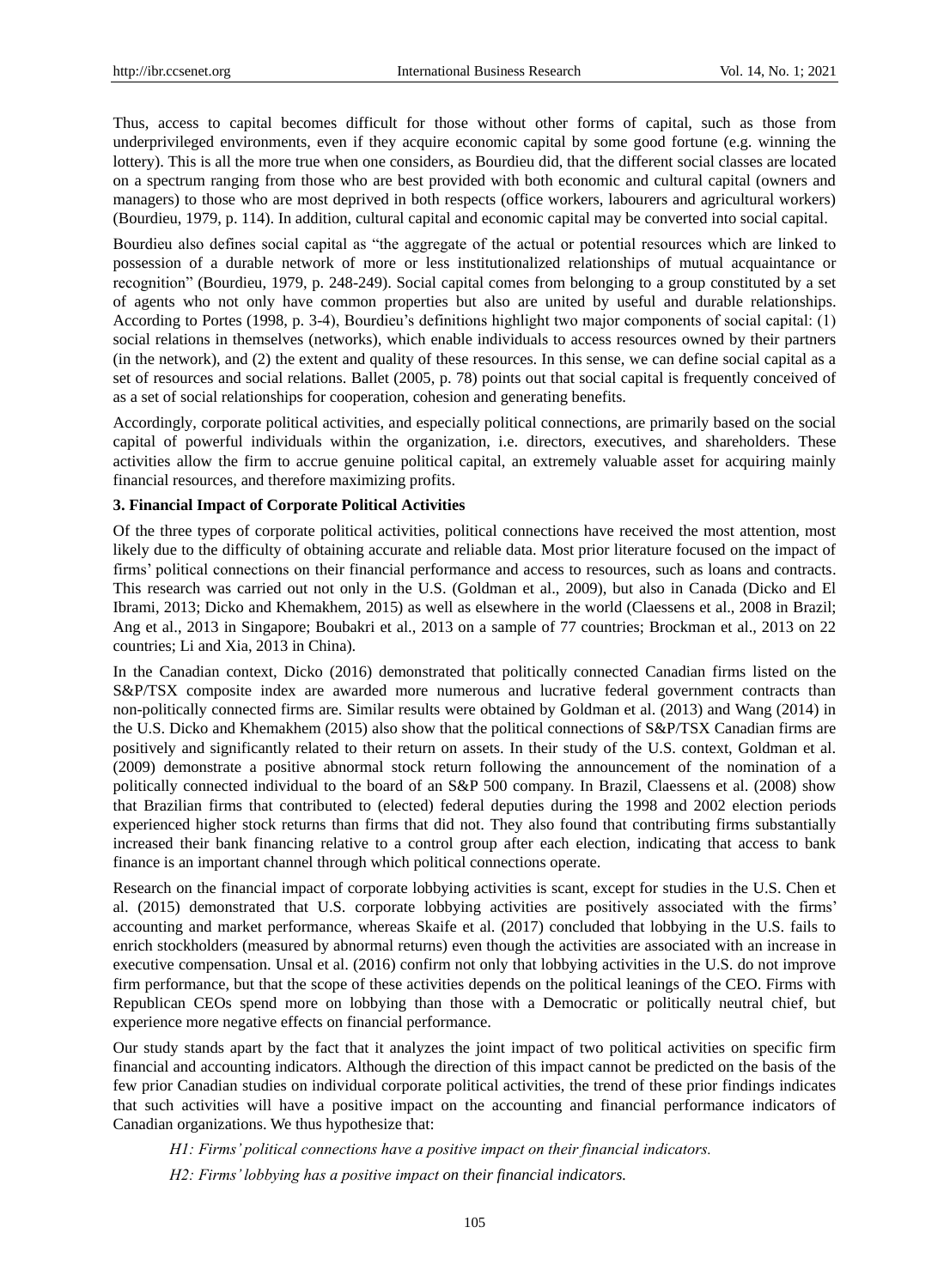Thus, access to capital becomes difficult for those without other forms of capital, such as those from underprivileged environments, even if they acquire economic capital by some good fortune (e.g. winning the lottery). This is all the more true when one considers, as Bourdieu did, that the different social classes are located on a spectrum ranging from those who are best provided with both economic and cultural capital (owners and managers) to those who are most deprived in both respects (office workers, labourers and agricultural workers) (Bourdieu, 1979, p. 114). In addition, cultural capital and economic capital may be converted into social capital.

Bourdieu also defines social capital as "the aggregate of the actual or potential resources which are linked to possession of a durable network of more or less institutionalized relationships of mutual acquaintance or recognition" (Bourdieu, 1979, p. 248-249). Social capital comes from belonging to a group constituted by a set of agents who not only have common properties but also are united by useful and durable relationships. According to Portes (1998, p. 3-4), Bourdieu's definitions highlight two major components of social capital: (1) social relations in themselves (networks), which enable individuals to access resources owned by their partners (in the network), and (2) the extent and quality of these resources. In this sense, we can define social capital as a set of resources and social relations. Ballet (2005, p. 78) points out that social capital is frequently conceived of as a set of social relationships for cooperation, cohesion and generating benefits.

Accordingly, corporate political activities, and especially political connections, are primarily based on the social capital of powerful individuals within the organization, i.e. directors, executives, and shareholders. These activities allow the firm to accrue genuine political capital, an extremely valuable asset for acquiring mainly financial resources, and therefore maximizing profits.

## 3. Financial Impact of Corporate Political Activities

Of the three types of corporate political activities, political connections have received the most attention, most likely due to the difficulty of obtaining accurate and reliable data. Most prior literature focused on the impact of firms' political connections on their financial performance and access to resources, such as loans and contracts. This research was carried out not only in the U.S. (Goldman et al., 2009), but also in Canada (Dicko and El Ibrami, 2013; Dicko and Khemakhem, 2015) as well as elsewhere in the world (Claessens et al., 2008 in Brazil; Ang et al., 2013 in Singapore; Boubakri et al., 2013 on a sample of 77 countries; Brockman et al., 2013 on 22 countries; Li and Xia, 2013 in China).

In the Canadian context, Dicko (2016) demonstrated that politically connected Canadian firms listed on the S&P/TSX composite index are awarded more numerous and lucrative federal government contracts than non-politically connected firms are. Similar results were obtained by Goldman et al. (2013) and Wang (2014) in the U.S. Dicko and Khemakhem (2015) also show that the political connections of S&P/TSX Canadian firms are positively and significantly related to their return on assets. In their study of the U.S. context, Goldman et al. (2009) demonstrate a positive abnormal stock return following the announcement of the nomination of a politically connected individual to the board of an S&P 500 company. In Brazil, Claessens et al. (2008) show that Brazilian firms that contributed to (elected) federal deputies during the 1998 and 2002 election periods experienced higher stock returns than firms that did not. They also found that contributing firms substantially increased their bank financing relative to a control group after each election, indicating that access to bank finance is an important channel through which political connections operate.

Research on the financial impact of corporate lobbying activities is scant, except for studies in the U.S. Chen et al. (2015) demonstrated that U.S. corporate lobbying activities are positively associated with the firms' accounting and market performance, whereas Skaife et al. (2017) concluded that lobbying in the U.S. fails to enrich stockholders (measured by abnormal returns) even though the activities are associated with an increase in executive compensation. Unsal et al. (2016) confirm not only that lobbying activities in the U.S. do not improve firm performance, but that the scope of these activities depends on the political leanings of the CEO. Firms with Republican CEOs spend more on lobbying than those with a Democratic or politically neutral chief, but experience more negative effects on financial performance.

Our study stands apart by the fact that it analyzes the joint impact of two political activities on specific firm financial and accounting indicators. Although the direction of this impact cannot be predicted on the basis of the few prior Canadian studies on individual corporate political activities, the trend of these prior findings indicates that such activities will have a positive impact on the accounting and financial performance indicators of Canadian organizations. We thus hypothesize that:

*H1: Firms' political connections have a positive impact on their financial indicators.*

*H2: Firms' lobbying has a positive impact on their financial indicators.*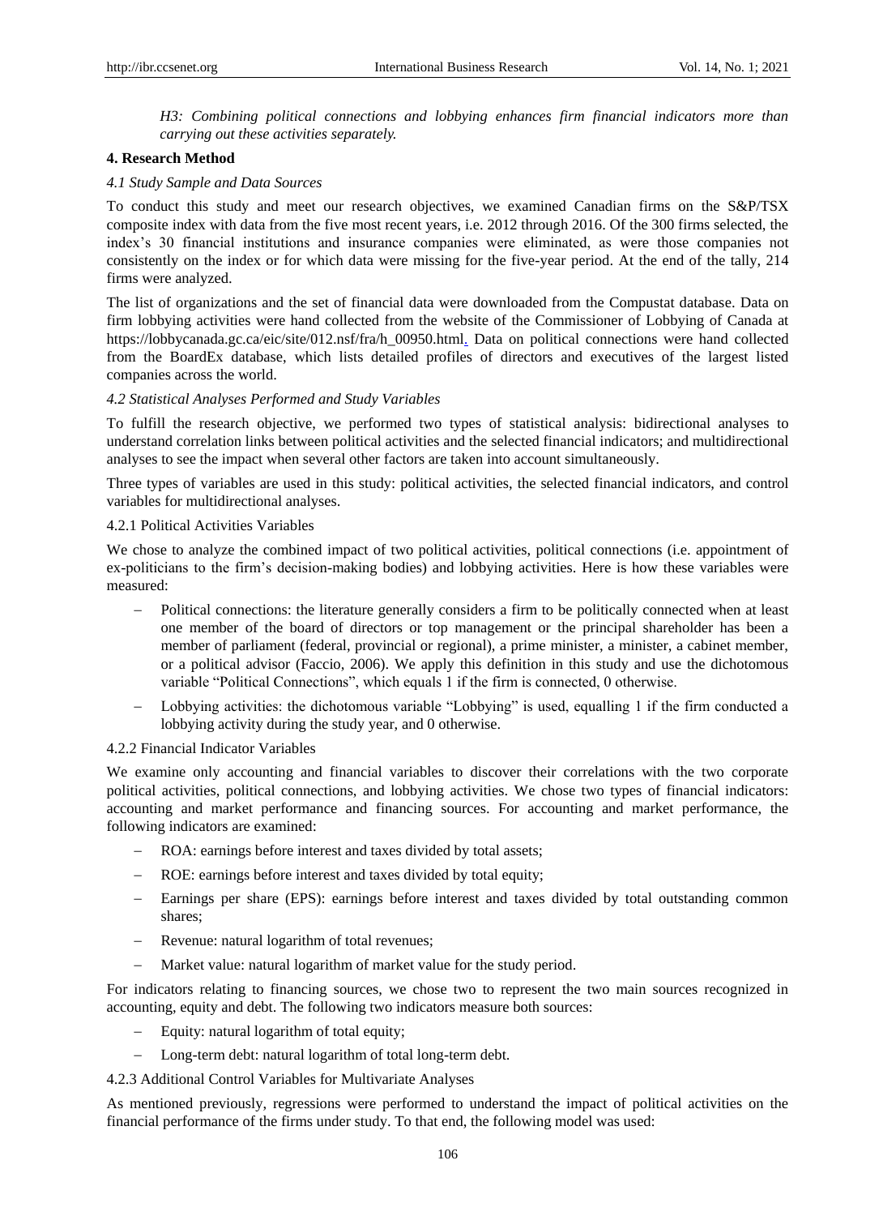*H3: Combining political connections and lobbying enhances firm financial indicators more than carrying out these activities separately.*

## 4. Research Method

### *4.1 Study Sample and Data Sources*

To conduct this study and meet our research objectives, we examined Canadian firms on the S&P/TSX composite index with data from the five most recent years, i.e. 2012 through 2016. Of the 300 firms selected, the index's 30 financial institutions and insurance companies were eliminated, as were those companies not consistently on the index or for which data were missing for the five-year period. At the end of the tally, 214 firms were analyzed.

The list of organizations and the set of financial data were downloaded from the Compustat database. Data on firm lobbying activities were hand collected from the website of the Commissioner of Lobbying of Canada at https://lobbycanada.gc.ca/eic/site/012.nsf/fra/h_00950.html. Data on political connections were hand collected from the BoardEx database, which lists detailed profiles of directors and executives of the largest listed companies across the world.

### *4.2 Statistical Analyses Performed and Study Variables*

To fulfill the research objective, we performed two types of statistical analysis: bidirectional analyses to understand correlation links between political activities and the selected financial indicators; and multidirectional analyses to see the impact when several other factors are taken into account simultaneously.

Three types of variables are used in this study: political activities, the selected financial indicators, and control variables for multidirectional analyses.

#### 4.2.1 Political Activities Variables

We chose to analyze the combined impact of two political activities, political connections (i.e. appointment of ex-politicians to the firm's decision-making bodies) and lobbying activities. Here is how these variables were measured:

- Political connections: the literature generally considers a firm to be politically connected when at least one member of the board of directors or top management or the principal shareholder has been a member of parliament (federal, provincial or regional), a prime minister, a minister, a cabinet member, or a political advisor (Faccio, 2006). We apply this definition in this study and use the dichotomous variable "Political Connections", which equals 1 if the firm is connected, 0 otherwise.
- Lobbying activities: the dichotomous variable "Lobbying" is used, equalling 1 if the firm conducted a lobbying activity during the study year, and 0 otherwise.

#### 4.2.2 Financial Indicator Variables

We examine only accounting and financial variables to discover their correlations with the two corporate political activities, political connections, and lobbying activities. We chose two types of financial indicators: accounting and market performance and financing sources. For accounting and market performance, the following indicators are examined:

- ROA: earnings before interest and taxes divided by total assets;
- ROE: earnings before interest and taxes divided by total equity;
- Earnings per share (EPS): earnings before interest and taxes divided by total outstanding common shares;
- Revenue: natural logarithm of total revenues;
- Market value: natural logarithm of market value for the study period.

For indicators relating to financing sources, we chose two to represent the two main sources recognized in accounting, equity and debt. The following two indicators measure both sources:

- Equity: natural logarithm of total equity;
- Long-term debt: natural logarithm of total long-term debt.

#### 4.2.3 Additional Control Variables for Multivariate Analyses

As mentioned previously, regressions were performed to understand the impact of political activities on the financial performance of the firms under study. To that end, the following model was used: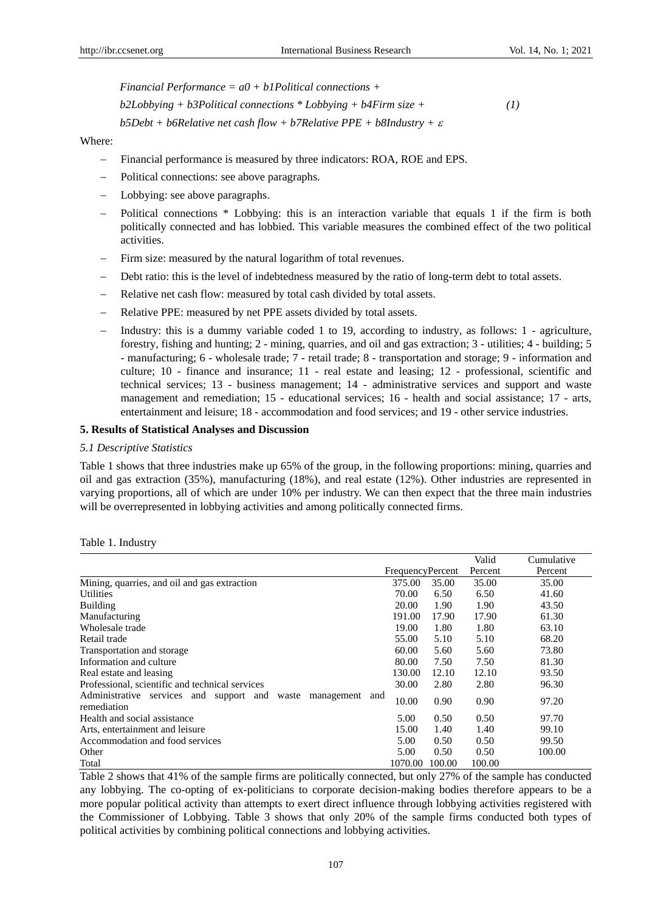$$Financial\ Performance = a0 + b1Political\ connections + b2Lobbying + b3Political\ connections * Lobbying + b4Firm\ size + b5Debt + b6Relative\ net\ cash\ flow + b7Relative\ PPE + b8Industry + \varepsilon \quad (1)$$

Where:

- Financial performance is measured by three indicators: ROA, ROE and EPS.
- Political connections: see above paragraphs.
- Lobbying: see above paragraphs.
- Political connections * Lobbying: this is an interaction variable that equals 1 if the firm is both politically connected and has lobbied. This variable measures the combined effect of the two political activities.
- Firm size: measured by the natural logarithm of total revenues.
- Debt ratio: this is the level of indebtedness measured by the ratio of long-term debt to total assets.
- Relative net cash flow: measured by total cash divided by total assets.
- Relative PPE: measured by net PPE assets divided by total assets.
- Industry: this is a dummy variable coded 1 to 19, according to industry, as follows: 1 - agriculture, forestry, fishing and hunting; 2 - mining, quarries, and oil and gas extraction; 3 - utilities; 4 - building; 5 - manufacturing; 6 - wholesale trade; 7 - retail trade; 8 - transportation and storage; 9 - information and culture; 10 - finance and insurance; 11 - real estate and leasing; 12 - professional, scientific and technical services; 13 - business management; 14 - administrative services and support and waste management and remediation; 15 - educational services; 16 - health and social assistance; 17 - arts, entertainment and leisure; 18 - accommodation and food services; and 19 - other service industries.

## 5. Results of Statistical Analyses and Discussion

### *5.1 Descriptive Statistics*

Table 1 shows that three industries make up 65% of the group, in the following proportions: mining, quarries and oil and gas extraction (35%), manufacturing (18%), and real estate (12%). Other industries are represented in varying proportions, all of which are under 10% per industry. We can then expect that the three main industries will be overrepresented in lobbying activities and among politically connected firms.

Table 1. Industry

| | Frequency | Percent | Valid Percent | Cumulative Percent |
|---|---|---|---|---|
| Mining, quarries, and oil and gas extraction | 375.00 | 35.00 | 35.00 | 35.00 |
| Utilities | 70.00 | 6.50 | 6.50 | 41.60 |
| Building | 20.00 | 1.90 | 1.90 | 43.50 |
| Manufacturing | 191.00 | 17.90 | 17.90 | 61.30 |
| Wholesale trade | 19.00 | 1.80 | 1.80 | 63.10 |
| Retail trade | 55.00 | 5.10 | 5.10 | 68.20 |
| Transportation and storage | 60.00 | 5.60 | 5.60 | 73.80 |
| Information and culture | 80.00 | 7.50 | 7.50 | 81.30 |
| Real estate and leasing | 130.00 | 12.10 | 12.10 | 93.50 |
| Professional, scientific and technical services | 30.00 | 2.80 | 2.80 | 96.30 |
| Administrative services and support and waste management and remediation | 10.00 | 0.90 | 0.90 | 97.20 |
| Health and social assistance | 5.00 | 0.50 | 0.50 | 97.70 |
| Arts, entertainment and leisure | 15.00 | 1.40 | 1.40 | 99.10 |
| Accommodation and food services | 5.00 | 0.50 | 0.50 | 99.50 |
| Other | 5.00 | 0.50 | 0.50 | 100.00 |
| Total | 1070.00 | 100.00 | 100.00 | |

Table 2 shows that 41% of the sample firms are politically connected, but only 27% of the sample has conducted any lobbying. The co-opting of ex-politicians to corporate decision-making bodies therefore appears to be a more popular political activity than attempts to exert direct influence through lobbying activities registered with the Commissioner of Lobbying. Table 3 shows that only 20% of the sample firms conducted both types of political activities by combining political connections and lobbying activities.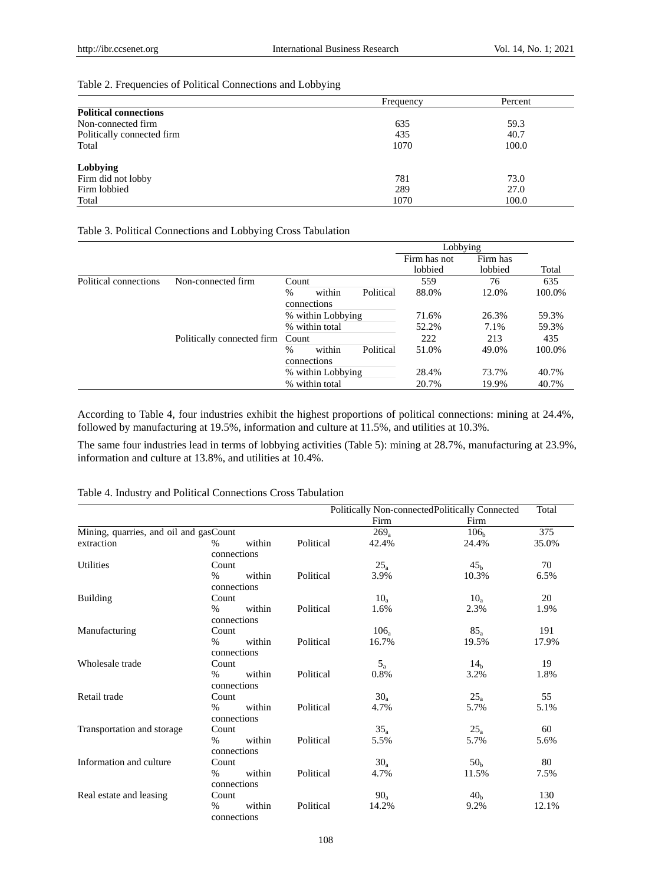Table 2. Frequencies of Political Connections and Lobbying

| | Frequency | Percent |
|---|---|---|
| **Political connections** | | |
| Non-connected firm | 635 | 59.3 |
| Politically connected firm | 435 | 40.7 |
| Total | 1070 | 100.0 |
| **Lobbying** | | |
| Firm did not lobby | 781 | 73.0 |
| Firm lobbied | 289 | 27.0 |
| Total | 1070 | 100.0 |

Table 3. Political Connections and Lobbying Cross Tabulation

| | | | Lobbying | | |
|---|---|---|---|---|---|
| | | | Firm has not lobbied | Firm has lobbied | Total |
| Political connections | Non-connected firm | Count | 559 | 76 | 635 |
| | | % within Political connections | 88.0% | 12.0% | 100.0% |
| | | % within Lobbying | 71.6% | 26.3% | 59.3% |
| | | % within total | 52.2% | 7.1% | 59.3% |
| | Politically connected firm | Count | 222 | 213 | 435 |
| | | % within Political connections | 51.0% | 49.0% | 100.0% |
| | | % within Lobbying | 28.4% | 73.7% | 40.7% |
| | | % within total | 20.7% | 19.9% | 40.7% |

According to Table 4, four industries exhibit the highest proportions of political connections: mining at 24.4%, followed by manufacturing at 19.5%, information and culture at 11.5%, and utilities at 10.3%.

The same four industries lead in terms of lobbying activities (Table 5): mining at 28.7%, manufacturing at 23.9%, information and culture at 13.8%, and utilities at 10.4%.

Table 4. Industry and Political Connections Cross Tabulation

| | | Politically Non-connected Firm | Politically Connected Firm | Total |
|---|---|---|---|---|
| Mining, quarries, and oil and gas extraction | Count | $269_a$ | $106_b$ | 375 |
| | % within Political connections | 42.4% | 24.4% | 35.0% |
| Utilities | Count | $25_a$ | $45_b$ | 70 |
| | % within Political connections | 3.9% | 10.3% | 6.5% |
| Building | Count | $10_a$ | $10_a$ | 20 |
| | % within Political connections | 1.6% | 2.3% | 1.9% |
| Manufacturing | Count | $106_a$ | $85_a$ | 191 |
| | % within Political connections | 16.7% | 19.5% | 17.9% |
| Wholesale trade | Count | $5_a$ | $14_b$ | 19 |
| | % within Political connections | 0.8% | 3.2% | 1.8% |
| Retail trade | Count | $30_a$ | $25_a$ | 55 |
| | % within Political connections | 4.7% | 5.7% | 5.1% |
| Transportation and storage | Count | $35_a$ | $25_a$ | 60 |
| | % within Political connections | 5.5% | 5.7% | 5.6% |
| Information and culture | Count | $30_a$ | $50_b$ | 80 |
| | % within Political connections | 4.7% | 11.5% | 7.5% |
| Real estate and leasing | Count | $90_a$ | $40_b$ | 130 |
| | % within Political connections | 14.2% | 9.2% | 12.1% |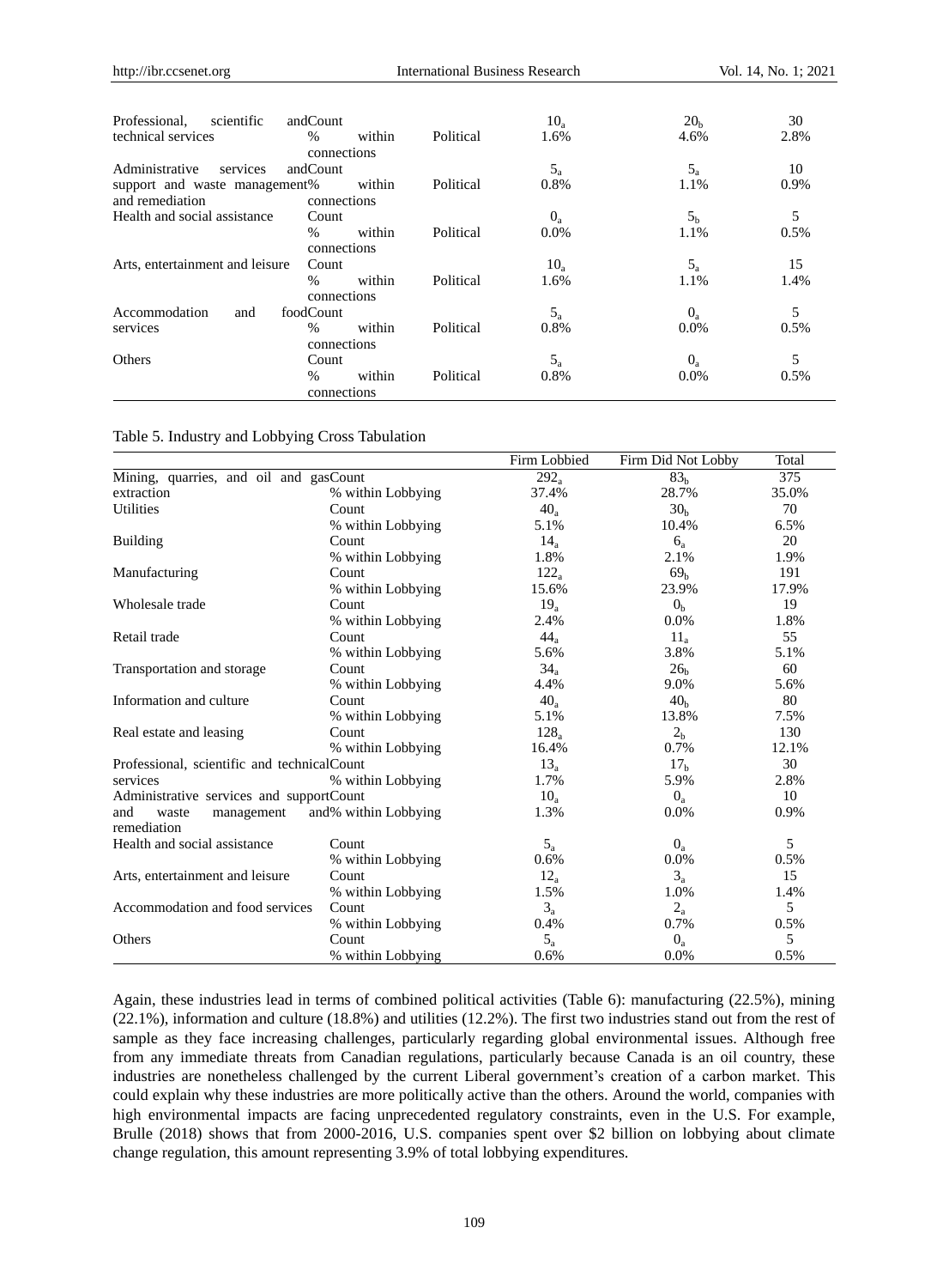| | | | | | |
|---|---|---|---|---|---|
| Professional, scientific and technical services | Count | | $10_a$ | $20_b$ | 30 |
| | % within Political connections | | 1.6% | 4.6% | 2.8% |
| Administrative services and support and waste management and remediation | Count | | $5_a$ | $5_a$ | 10 |
| | % within Political connections | | 0.8% | 1.1% | 0.9% |
| Health and social assistance | Count | | $0_a$ | $5_b$ | 5 |
| | % within Political connections | | 0.0% | 1.1% | 0.5% |
| Arts, entertainment and leisure | Count | | $10_a$ | $5_a$ | 15 |
| | % within Political connections | | 1.6% | 1.1% | 1.4% |
| Accommodation and food services | Count | | $5_a$ | $0_a$ | 5 |
| | % within Political connections | | 0.8% | 0.0% | 0.5% |
| Others | Count | | $5_a$ | $0_a$ | 5 |
| | % within Political connections | | 0.8% | 0.0% | 0.5% |

Table 5. Industry and Lobbying Cross Tabulation

| | | Firm Lobbied | Firm Did Not Lobby | Total |
|---|---|---|---|---|
| Mining, quarries, and oil and gas extraction | Count | $292_a$ | $83_b$ | 375 |
| | % within Lobbying | 37.4% | 28.7% | 35.0% |
| Utilities | Count | $40_a$ | $30_b$ | 70 |
| | % within Lobbying | 5.1% | 10.4% | 6.5% |
| Building | Count | $14_a$ | $6_a$ | 20 |
| | % within Lobbying | 1.8% | 2.1% | 1.9% |
| Manufacturing | Count | $122_a$ | $69_b$ | 191 |
| | % within Lobbying | 15.6% | 23.9% | 17.9% |
| Wholesale trade | Count | $19_a$ | $0_b$ | 19 |
| | % within Lobbying | 2.4% | 0.0% | 1.8% |
| Retail trade | Count | $44_a$ | $11_a$ | 55 |
| | % within Lobbying | 5.6% | 3.8% | 5.1% |
| Transportation and storage | Count | $34_a$ | $26_b$ | 60 |
| | % within Lobbying | 4.4% | 9.0% | 5.6% |
| Information and culture | Count | $40_a$ | $40_b$ | 80 |
| | % within Lobbying | 5.1% | 13.8% | 7.5% |
| Real estate and leasing | Count | $128_a$ | $2_b$ | 130 |
| | % within Lobbying | 16.4% | 0.7% | 12.1% |
| Professional, scientific and technical services | Count | $13_a$ | $17_b$ | 30 |
| | % within Lobbying | 1.7% | 5.9% | 2.8% |
| Administrative services and support and waste management and remediation | Count | $10_a$ | $0_a$ | 10 |
| | % within Lobbying | 1.3% | 0.0% | 0.9% |
| Health and social assistance | Count | $5_a$ | $0_a$ | 5 |
| | % within Lobbying | 0.6% | 0.0% | 0.5% |
| Arts, entertainment and leisure | Count | $12_a$ | $3_a$ | 15 |
| | % within Lobbying | 1.5% | 1.0% | 1.4% |
| Accommodation and food services | Count | $3_a$ | $2_a$ | 5 |
| | % within Lobbying | 0.4% | 0.7% | 0.5% |
| Others | Count | $5_a$ | $0_a$ | 5 |
| | % within Lobbying | 0.6% | 0.0% | 0.5% |

Again, these industries lead in terms of combined political activities (Table 6): manufacturing (22.5%), mining (22.1%), information and culture (18.8%) and utilities (12.2%). The first two industries stand out from the rest of sample as they face increasing challenges, particularly regarding global environmental issues. Although free from any immediate threats from Canadian regulations, particularly because Canada is an oil country, these industries are nonetheless challenged by the current Liberal government's creation of a carbon market. This could explain why these industries are more politically active than the others. Around the world, companies with high environmental impacts are facing unprecedented regulatory constraints, even in the U.S. For example, Brulle (2018) shows that from 2000-2016, U.S. companies spent over $2 billion on lobbying about climate change regulation, this amount representing 3.9% of total lobbying expenditures.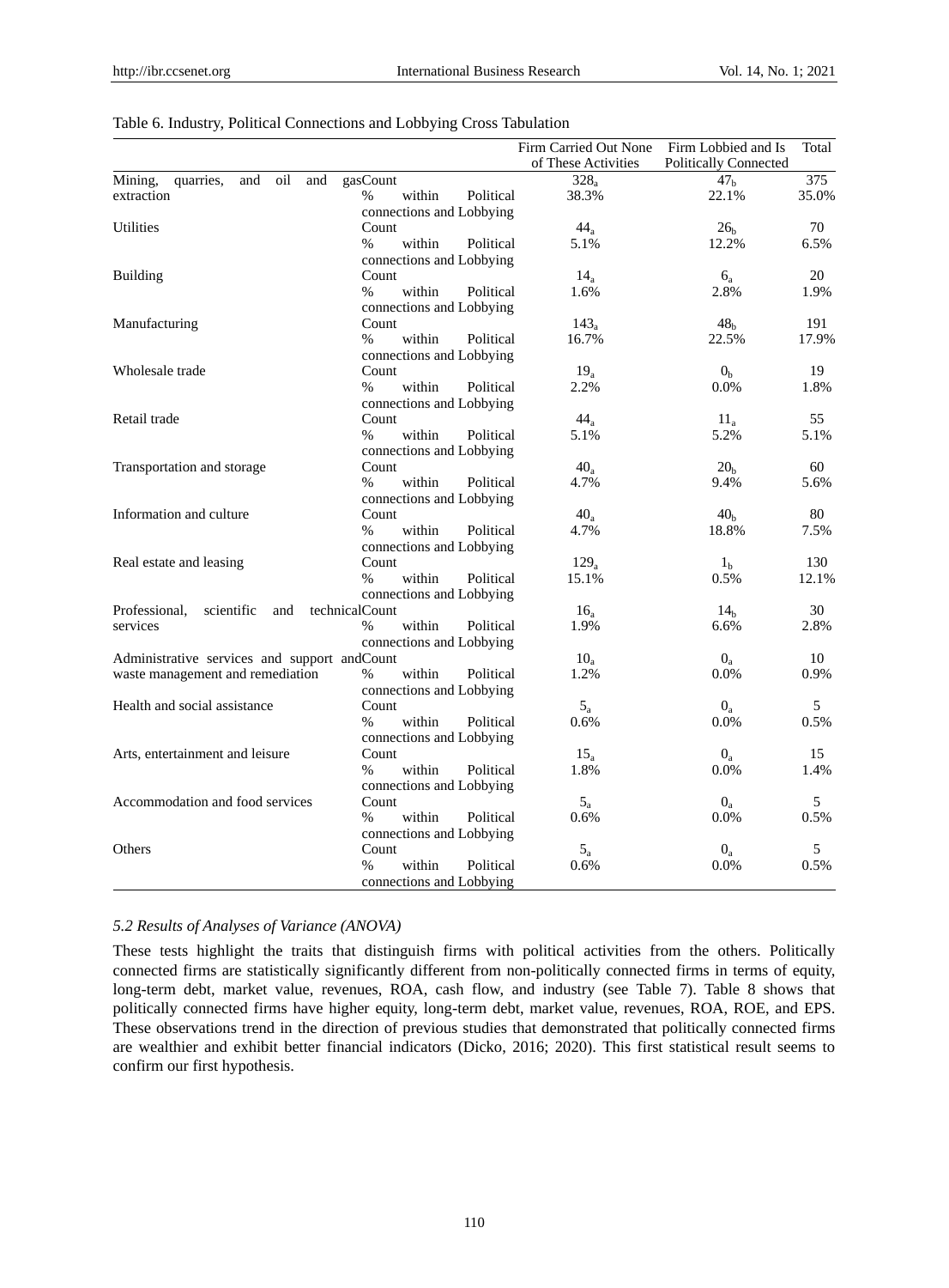Table 6. Industry, Political Connections and Lobbying Cross Tabulation

| | | Firm Carried Out None of These Activities | Firm Lobbied and Is Politically Connected | Total |
|---|---|---|---|---|
| Mining, quarries, and oil and gas extraction | Count | $328_a$ | $47_b$ | 375 |
| | % within Political connections and Lobbying | 38.3% | 22.1% | 35.0% |
| Utilities | Count | $44_a$ | $26_b$ | 70 |
| | % within Political connections and Lobbying | 5.1% | 12.2% | 6.5% |
| Building | Count | $14_a$ | $6_a$ | 20 |
| | % within Political connections and Lobbying | 1.6% | 2.8% | 1.9% |
| Manufacturing | Count | $143_a$ | $48_b$ | 191 |
| | % within Political connections and Lobbying | 16.7% | 22.5% | 17.9% |
| Wholesale trade | Count | $19_a$ | $0_b$ | 19 |
| | % within Political connections and Lobbying | 2.2% | 0.0% | 1.8% |
| Retail trade | Count | $44_a$ | $11_a$ | 55 |
| | % within Political connections and Lobbying | 5.1% | 5.2% | 5.1% |
| Transportation and storage | Count | $40_a$ | $20_b$ | 60 |
| | % within Political connections and Lobbying | 4.7% | 9.4% | 5.6% |
| Information and culture | Count | $40_a$ | $40_b$ | 80 |
| | % within Political connections and Lobbying | 4.7% | 18.8% | 7.5% |
| Real estate and leasing | Count | $129_a$ | $1_b$ | 130 |
| | % within Political connections and Lobbying | 15.1% | 0.5% | 12.1% |
| Professional, scientific and technical services | Count | $16_a$ | $14_b$ | 30 |
| | % within Political connections and Lobbying | 1.9% | 6.6% | 2.8% |
| Administrative services and support and waste management and remediation | Count | $10_a$ | $0_a$ | 10 |
| | % within Political connections and Lobbying | 1.2% | 0.0% | 0.9% |
| Health and social assistance | Count | $5_a$ | $0_a$ | 5 |
| | % within Political connections and Lobbying | 0.6% | 0.0% | 0.5% |
| Arts, entertainment and leisure | Count | $15_a$ | $0_a$ | 15 |
| | % within Political connections and Lobbying | 1.8% | 0.0% | 1.4% |
| Accommodation and food services | Count | $5_a$ | $0_a$ | 5 |
| | % within Political connections and Lobbying | 0.6% | 0.0% | 0.5% |
| Others | Count | $5_a$ | $0_a$ | 5 |
| | % within Political connections and Lobbying | 0.6% | 0.0% | 0.5% |

### *5.2 Results of Analyses of Variance (ANOVA)*

These tests highlight the traits that distinguish firms with political activities from the others. Politically connected firms are statistically significantly different from non-politically connected firms in terms of equity, long-term debt, market value, revenues, ROA, cash flow, and industry (see Table 7). Table 8 shows that politically connected firms have higher equity, long-term debt, market value, revenues, ROA, ROE, and EPS. These observations trend in the direction of previous studies that demonstrated that politically connected firms are wealthier and exhibit better financial indicators (Dicko, 2016; 2020). This first statistical result seems to confirm our first hypothesis.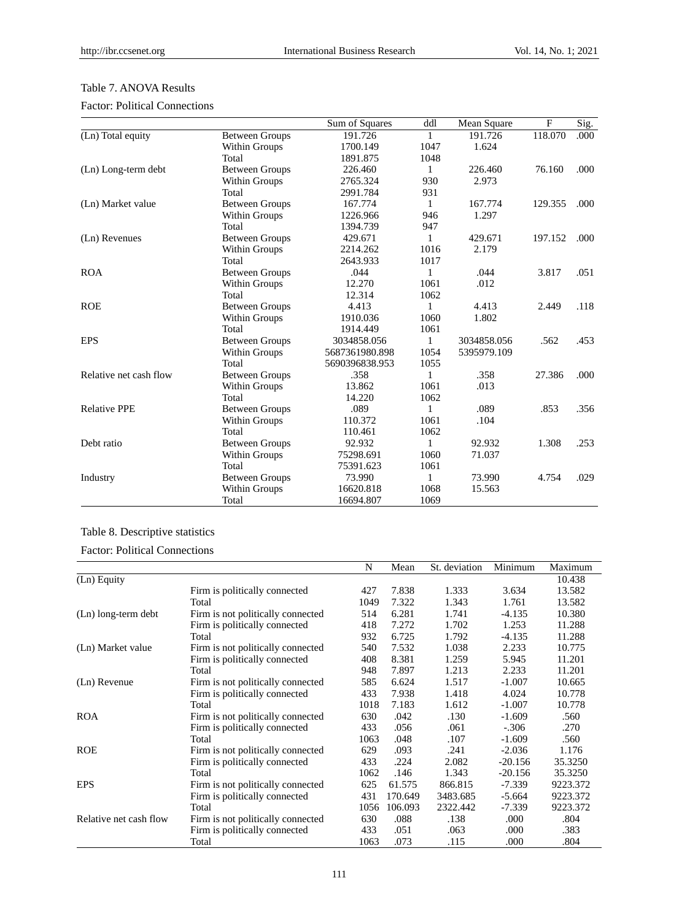Table 7. ANOVA Results

Factor: Political Connections

| | | Sum of Squares | ddl | Mean Square | F | Sig. |
|---|---|---|---|---|---|---|
| (Ln) Total equity | Between Groups | 191.726 | 1 | 191.726 | 118.070 | .000 |
| | Within Groups | 1700.149 | 1047 | 1.624 | | |
| | Total | 1891.875 | 1048 | | | |
| (Ln) Long-term debt | Between Groups | 226.460 | 1 | 226.460 | 76.160 | .000 |
| | Within Groups | 2765.324 | 930 | 2.973 | | |
| | Total | 2991.784 | 931 | | | |
| (Ln) Market value | Between Groups | 167.774 | 1 | 167.774 | 129.355 | .000 |
| | Within Groups | 1226.966 | 946 | 1.297 | | |
| | Total | 1394.739 | 947 | | | |
| (Ln) Revenues | Between Groups | 429.671 | 1 | 429.671 | 197.152 | .000 |
| | Within Groups | 2214.262 | 1016 | 2.179 | | |
| | Total | 2643.933 | 1017 | | | |
| ROA | Between Groups | .044 | 1 | .044 | 3.817 | .051 |
| | Within Groups | 12.270 | 1061 | .012 | | |
| | Total | 12.314 | 1062 | | | |
| ROE | Between Groups | 4.413 | 1 | 4.413 | 2.449 | .118 |
| | Within Groups | 1910.036 | 1060 | 1.802 | | |
| | Total | 1914.449 | 1061 | | | |
| EPS | Between Groups | 3034858.056 | 1 | 3034858.056 | .562 | .453 |
| | Within Groups | 5687361980.898 | 1054 | 5395979.109 | | |
| | Total | 5690396838.953 | 1055 | | | |
| Relative net cash flow | Between Groups | .358 | 1 | .358 | 27.386 | .000 |
| | Within Groups | 13.862 | 1061 | .013 | | |
| | Total | 14.220 | 1062 | | | |
| Relative PPE | Between Groups | .089 | 1 | .089 | .853 | .356 |
| | Within Groups | 110.372 | 1061 | .104 | | |
| | Total | 110.461 | 1062 | | | |
| Debt ratio | Between Groups | 92.932 | 1 | 92.932 | 1.308 | .253 |
| | Within Groups | 75298.691 | 1060 | 71.037 | | |
| | Total | 75391.623 | 1061 | | | |
| Industry | Between Groups | 73.990 | 1 | 73.990 | 4.754 | .029 |
| | Within Groups | 16620.818 | 1068 | 15.563 | | |
| | Total | 16694.807 | 1069 | | | |

Table 8. Descriptive statistics

Factor: Political Connections

| | | N | Mean | St. deviation | Minimum | Maximum |
|---|---|---|---|---|---|---|
| (Ln) Equity | | | | | | 10.438 |
| | Firm is politically connected | 427 | 7.838 | 1.333 | 3.634 | 13.582 |
| | Total | 1049 | 7.322 | 1.343 | 1.761 | 13.582 |
| (Ln) long-term debt | Firm is not politically connected | 514 | 6.281 | 1.741 | -4.135 | 10.380 |
| | Firm is politically connected | 418 | 7.272 | 1.702 | 1.253 | 11.288 |
| | Total | 932 | 6.725 | 1.792 | -4.135 | 11.288 |
| (Ln) Market value | Firm is not politically connected | 540 | 7.532 | 1.038 | 2.233 | 10.775 |
| | Firm is politically connected | 408 | 8.381 | 1.259 | 5.945 | 11.201 |
| | Total | 948 | 7.897 | 1.213 | 2.233 | 11.201 |
| (Ln) Revenue | Firm is not politically connected | 585 | 6.624 | 1.517 | -1.007 | 10.665 |
| | Firm is politically connected | 433 | 7.938 | 1.418 | 4.024 | 10.778 |
| | Total | 1018 | 7.183 | 1.612 | -1.007 | 10.778 |
| ROA | Firm is not politically connected | 630 | .042 | .130 | -1.609 | .560 |
| | Firm is politically connected | 433 | .056 | .061 | -.306 | .270 |
| | Total | 1063 | .048 | .107 | -1.609 | .560 |
| ROE | Firm is not politically connected | 629 | .093 | .241 | -2.036 | 1.176 |
| | Firm is politically connected | 433 | .224 | 2.082 | -20.156 | 35.3250 |
| | Total | 1062 | .146 | 1.343 | -20.156 | 35.3250 |
| EPS | Firm is not politically connected | 625 | 61.575 | 866.815 | -7.339 | 9223.372 |
| | Firm is politically connected | 431 | 170.649 | 3483.685 | -5.664 | 9223.372 |
| | Total | 1056 | 106.093 | 2322.442 | -7.339 | 9223.372 |
| Relative net cash flow | Firm is not politically connected | 630 | .088 | .138 | .000 | .804 |
| | Firm is politically connected | 433 | .051 | .063 | .000 | .383 |
| | Total | 1063 | .073 | .115 | .000 | .804 |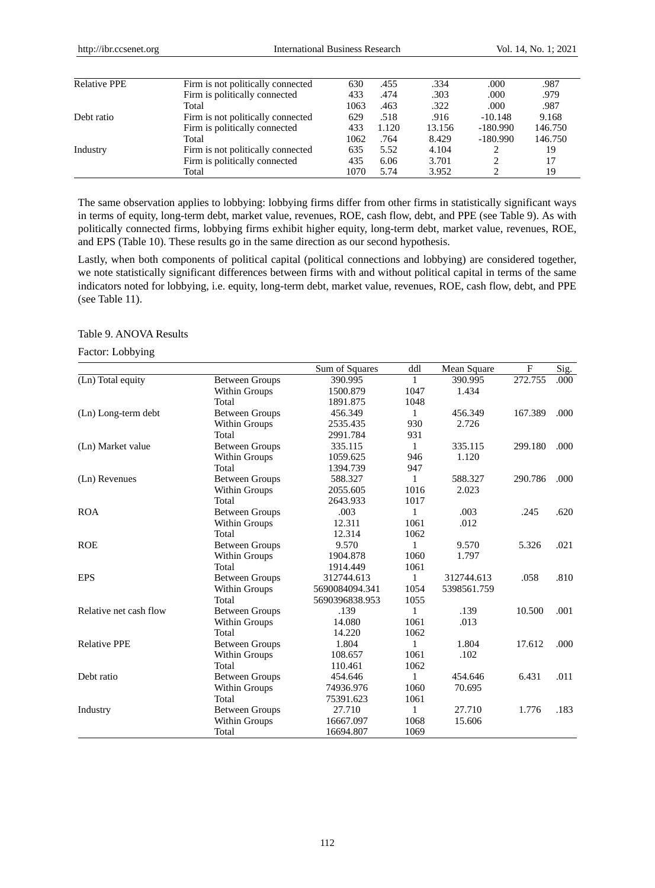| | | | | | | |
|---|---|---|---|---|---|---|
| Relative PPE | Firm is not politically connected | 630 | .455 | .334 | .000 | .987 |
| | Firm is politically connected | 433 | .474 | .303 | .000 | .979 |
| | Total | 1063 | .463 | .322 | .000 | .987 |
| Debt ratio | Firm is not politically connected | 629 | .518 | .916 | -10.148 | 9.168 |
| | Firm is politically connected | 433 | 1.120 | 13.156 | -180.990 | 146.750 |
| | Total | 1062 | .764 | 8.429 | -180.990 | 146.750 |
| Industry | Firm is not politically connected | 635 | 5.52 | 4.104 | 2 | 19 |
| | Firm is politically connected | 435 | 6.06 | 3.701 | 2 | 17 |
| | Total | 1070 | 5.74 | 3.952 | 2 | 19 |

The same observation applies to lobbying: lobbying firms differ from other firms in statistically significant ways in terms of equity, long-term debt, market value, revenues, ROE, cash flow, debt, and PPE (see Table 9). As with politically connected firms, lobbying firms exhibit higher equity, long-term debt, market value, revenues, ROE, and EPS (Table 10). These results go in the same direction as our second hypothesis.

Lastly, when both components of political capital (political connections and lobbying) are considered together, we note statistically significant differences between firms with and without political capital in terms of the same indicators noted for lobbying, i.e. equity, long-term debt, market value, revenues, ROE, cash flow, debt, and PPE (see Table 11).

Table 9. ANOVA Results

Factor: Lobbying

| | | Sum of Squares | ddl | Mean Square | F | Sig. |
|---|---|---|---|---|---|---|
| (Ln) Total equity | Between Groups | 390.995 | 1 | 390.995 | 272.755 | .000 |
| | Within Groups | 1500.879 | 1047 | 1.434 | | |
| | Total | 1891.875 | 1048 | | | |
| (Ln) Long-term debt | Between Groups | 456.349 | 1 | 456.349 | 167.389 | .000 |
| | Within Groups | 2535.435 | 930 | 2.726 | | |
| | Total | 2991.784 | 931 | | | |
| (Ln) Market value | Between Groups | 335.115 | 1 | 335.115 | 299.180 | .000 |
| | Within Groups | 1059.625 | 946 | 1.120 | | |
| | Total | 1394.739 | 947 | | | |
| (Ln) Revenues | Between Groups | 588.327 | 1 | 588.327 | 290.786 | .000 |
| | Within Groups | 2055.605 | 1016 | 2.023 | | |
| | Total | 2643.933 | 1017 | | | |
| ROA | Between Groups | .003 | 1 | .003 | .245 | .620 |
| | Within Groups | 12.311 | 1061 | .012 | | |
| | Total | 12.314 | 1062 | | | |
| ROE | Between Groups | 9.570 | 1 | 9.570 | 5.326 | .021 |
| | Within Groups | 1904.878 | 1060 | 1.797 | | |
| | Total | 1914.449 | 1061 | | | |
| EPS | Between Groups | 312744.613 | 1 | 312744.613 | .058 | .810 |
| | Within Groups | 5690084094.341 | 1054 | 5398561.759 | | |
| | Total | 5690396838.953 | 1055 | | | |
| Relative net cash flow | Between Groups | .139 | 1 | .139 | 10.500 | .001 |
| | Within Groups | 14.080 | 1061 | .013 | | |
| | Total | 14.220 | 1062 | | | |
| Relative PPE | Between Groups | 1.804 | 1 | 1.804 | 17.612 | .000 |
| | Within Groups | 108.657 | 1061 | .102 | | |
| | Total | 110.461 | 1062 | | | |
| Debt ratio | Between Groups | 454.646 | 1 | 454.646 | 6.431 | .011 |
| | Within Groups | 74936.976 | 1060 | 70.695 | | |
| | Total | 75391.623 | 1061 | | | |
| Industry | Between Groups | 27.710 | 1 | 27.710 | 1.776 | .183 |
| | Within Groups | 16667.097 | 1068 | 15.606 | | |
| | Total | 16694.807 | 1069 | | | |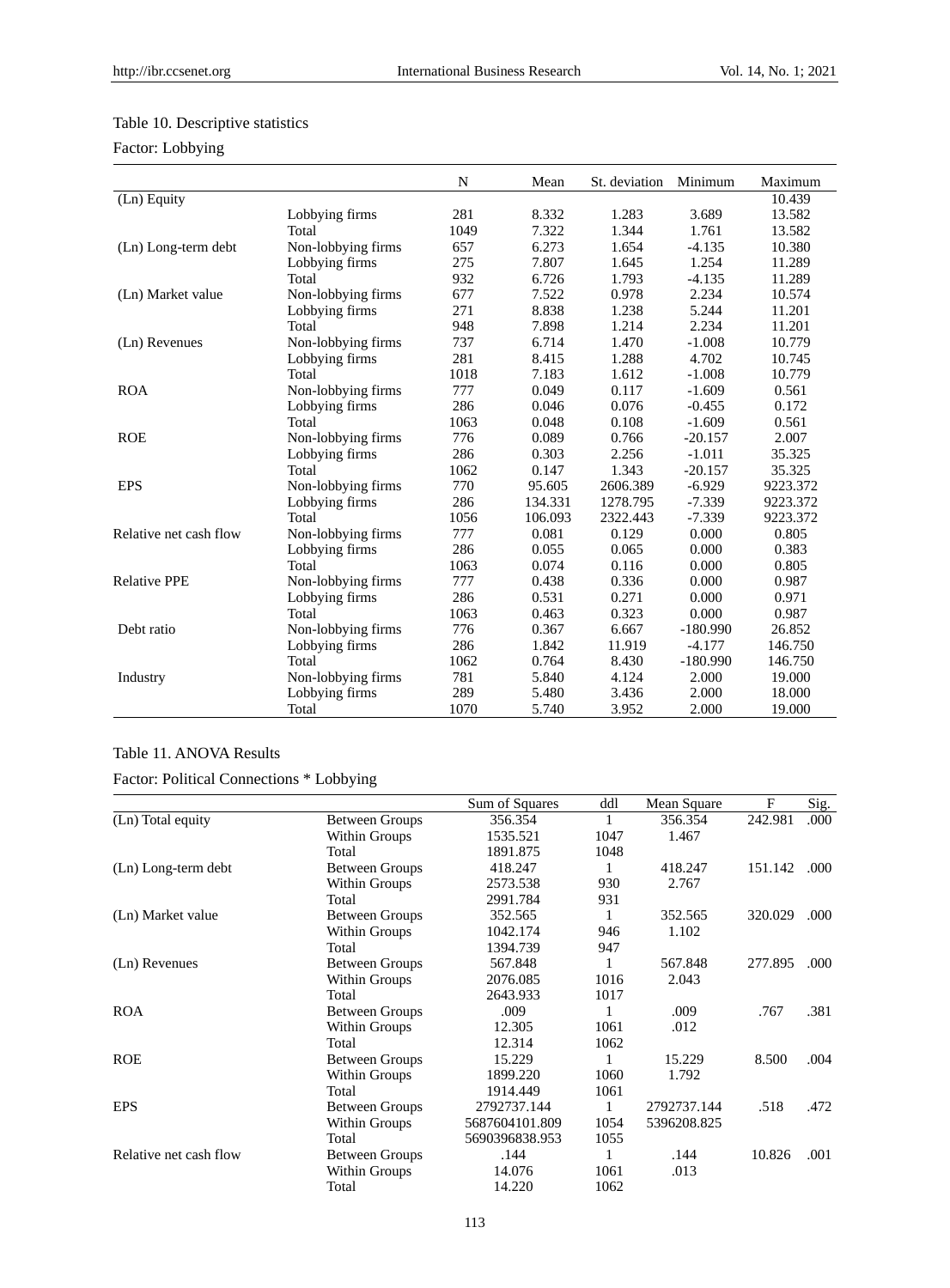Table 10. Descriptive statistics

Factor: Lobbying

| | | N | Mean | St. deviation | Minimum | Maximum |
|---|---|---|---|---|---|---|
| (Ln) Equity | | | | | | 10.439 |
| | Lobbying firms | 281 | 8.332 | 1.283 | 3.689 | 13.582 |
| | Total | 1049 | 7.322 | 1.344 | 1.761 | 13.582 |
| (Ln) Long-term debt | Non-lobbying firms | 657 | 6.273 | 1.654 | -4.135 | 10.380 |
| | Lobbying firms | 275 | 7.807 | 1.645 | 1.254 | 11.289 |
| | Total | 932 | 6.726 | 1.793 | -4.135 | 11.289 |
| (Ln) Market value | Non-lobbying firms | 677 | 7.522 | 0.978 | 2.234 | 10.574 |
| | Lobbying firms | 271 | 8.838 | 1.238 | 5.244 | 11.201 |
| | Total | 948 | 7.898 | 1.214 | 2.234 | 11.201 |
| (Ln) Revenues | Non-lobbying firms | 737 | 6.714 | 1.470 | -1.008 | 10.779 |
| | Lobbying firms | 281 | 8.415 | 1.288 | 4.702 | 10.745 |
| | Total | 1018 | 7.183 | 1.612 | -1.008 | 10.779 |
| ROA | Non-lobbying firms | 777 | 0.049 | 0.117 | -1.609 | 0.561 |
| | Lobbying firms | 286 | 0.046 | 0.076 | -0.455 | 0.172 |
| | Total | 1063 | 0.048 | 0.108 | -1.609 | 0.561 |
| ROE | Non-lobbying firms | 776 | 0.089 | 0.766 | -20.157 | 2.007 |
| | Lobbying firms | 286 | 0.303 | 2.256 | -1.011 | 35.325 |
| | Total | 1062 | 0.147 | 1.343 | -20.157 | 35.325 |
| EPS | Non-lobbying firms | 770 | 95.605 | 2606.389 | -6.929 | 9223.372 |
| | Lobbying firms | 286 | 134.331 | 1278.795 | -7.339 | 9223.372 |
| | Total | 1056 | 106.093 | 2322.443 | -7.339 | 9223.372 |
| Relative net cash flow | Non-lobbying firms | 777 | 0.081 | 0.129 | 0.000 | 0.805 |
| | Lobbying firms | 286 | 0.055 | 0.065 | 0.000 | 0.383 |
| | Total | 1063 | 0.074 | 0.116 | 0.000 | 0.805 |
| Relative PPE | Non-lobbying firms | 777 | 0.438 | 0.336 | 0.000 | 0.987 |
| | Lobbying firms | 286 | 0.531 | 0.271 | 0.000 | 0.971 |
| | Total | 1063 | 0.463 | 0.323 | 0.000 | 0.987 |
| Debt ratio | Non-lobbying firms | 776 | 0.367 | 6.667 | -180.990 | 26.852 |
| | Lobbying firms | 286 | 1.842 | 11.919 | -4.177 | 146.750 |
| | Total | 1062 | 0.764 | 8.430 | -180.990 | 146.750 |
| Industry | Non-lobbying firms | 781 | 5.840 | 4.124 | 2.000 | 19.000 |
| | Lobbying firms | 289 | 5.480 | 3.436 | 2.000 | 18.000 |
| | Total | 1070 | 5.740 | 3.952 | 2.000 | 19.000 |

Table 11. ANOVA Results

Factor: Political Connections * Lobbying

| | | Sum of Squares | ddl | Mean Square | F | Sig. |
|---|---|---|---|---|---|---|
| (Ln) Total equity | Between Groups | 356.354 | 1 | 356.354 | 242.981 | .000 |
| | Within Groups | 1535.521 | 1047 | 1.467 | | |
| | Total | 1891.875 | 1048 | | | |
| (Ln) Long-term debt | Between Groups | 418.247 | 1 | 418.247 | 151.142 | .000 |
| | Within Groups | 2573.538 | 930 | 2.767 | | |
| | Total | 2991.784 | 931 | | | |
| (Ln) Market value | Between Groups | 352.565 | 1 | 352.565 | 320.029 | .000 |
| | Within Groups | 1042.174 | 946 | 1.102 | | |
| | Total | 1394.739 | 947 | | | |
| (Ln) Revenues | Between Groups | 567.848 | 1 | 567.848 | 277.895 | .000 |
| | Within Groups | 2076.085 | 1016 | 2.043 | | |
| | Total | 2643.933 | 1017 | | | |
| ROA | Between Groups | .009 | 1 | .009 | .767 | .381 |
| | Within Groups | 12.305 | 1061 | .012 | | |
| | Total | 12.314 | 1062 | | | |
| ROE | Between Groups | 15.229 | 1 | 15.229 | 8.500 | .004 |
| | Within Groups | 1899.220 | 1060 | 1.792 | | |
| | Total | 1914.449 | 1061 | | | |
| EPS | Between Groups | 2792737.144 | 1 | 2792737.144 | .518 | .472 |
| | Within Groups | 5687604101.809 | 1054 | 5396208.825 | | |
| | Total | 5690396838.953 | 1055 | | | |
| Relative net cash flow | Between Groups | .144 | 1 | .144 | 10.826 | .001 |
| | Within Groups | 14.076 | 1061 | .013 | | |
| | Total | 14.220 | 1062 | | | |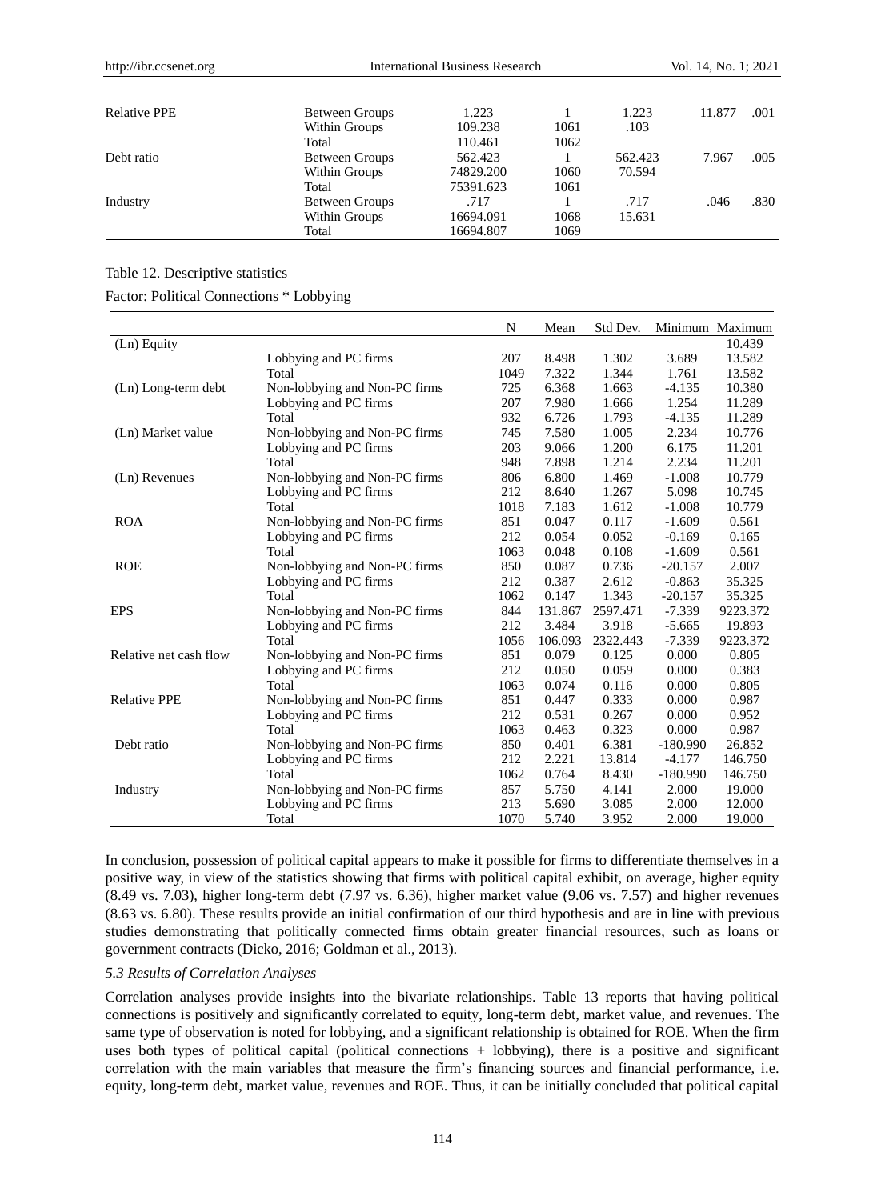| | | | | | | |
|---|---|---|---|---|---|---|
| Relative PPE | Between Groups | 1.223 | 1 | 1.223 | 11.877 | .001 |
| | Within Groups | 109.238 | 1061 | .103 | | |
| | Total | 110.461 | 1062 | | | |
| Debt ratio | Between Groups | 562.423 | 1 | 562.423 | 7.967 | .005 |
| | Within Groups | 74829.200 | 1060 | 70.594 | | |
| | Total | 75391.623 | 1061 | | | |
| Industry | Between Groups | .717 | 1 | .717 | .046 | .830 |
| | Within Groups | 16694.091 | 1068 | 15.631 | | |
| | Total | 16694.807 | 1069 | | | |

Table 12. Descriptive statistics

Factor: Political Connections * Lobbying

| | | N | Mean | Std Dev. | Minimum | Maximum |
|---|---|---|---|---|---|---|
| (Ln) Equity | | | | | | 10.439 |
| | Lobbying and PC firms | 207 | 8.498 | 1.302 | 3.689 | 13.582 |
| | Total | 1049 | 7.322 | 1.344 | 1.761 | 13.582 |
| (Ln) Long-term debt | Non-lobbying and Non-PC firms | 725 | 6.368 | 1.663 | -4.135 | 10.380 |
| | Lobbying and PC firms | 207 | 7.980 | 1.666 | 1.254 | 11.289 |
| | Total | 932 | 6.726 | 1.793 | -4.135 | 11.289 |
| (Ln) Market value | Non-lobbying and Non-PC firms | 745 | 7.580 | 1.005 | 2.234 | 10.776 |
| | Lobbying and PC firms | 203 | 9.066 | 1.200 | 6.175 | 11.201 |
| | Total | 948 | 7.898 | 1.214 | 2.234 | 11.201 |
| (Ln) Revenues | Non-lobbying and Non-PC firms | 806 | 6.800 | 1.469 | -1.008 | 10.779 |
| | Lobbying and PC firms | 212 | 8.640 | 1.267 | 5.098 | 10.745 |
| | Total | 1018 | 7.183 | 1.612 | -1.008 | 10.779 |
| ROA | Non-lobbying and Non-PC firms | 851 | 0.047 | 0.117 | -1.609 | 0.561 |
| | Lobbying and PC firms | 212 | 0.054 | 0.052 | -0.169 | 0.165 |
| | Total | 1063 | 0.048 | 0.108 | -1.609 | 0.561 |
| ROE | Non-lobbying and Non-PC firms | 850 | 0.087 | 0.736 | -20.157 | 2.007 |
| | Lobbying and PC firms | 212 | 0.387 | 2.612 | -0.863 | 35.325 |
| | Total | 1062 | 0.147 | 1.343 | -20.157 | 35.325 |
| EPS | Non-lobbying and Non-PC firms | 844 | 131.867 | 2597.471 | -7.339 | 9223.372 |
| | Lobbying and PC firms | 212 | 3.484 | 3.918 | -5.665 | 19.893 |
| | Total | 1056 | 106.093 | 2322.443 | -7.339 | 9223.372 |
| Relative net cash flow | Non-lobbying and Non-PC firms | 851 | 0.079 | 0.125 | 0.000 | 0.805 |
| | Lobbying and PC firms | 212 | 0.050 | 0.059 | 0.000 | 0.383 |
| | Total | 1063 | 0.074 | 0.116 | 0.000 | 0.805 |
| Relative PPE | Non-lobbying and Non-PC firms | 851 | 0.447 | 0.333 | 0.000 | 0.987 |
| | Lobbying and PC firms | 212 | 0.531 | 0.267 | 0.000 | 0.952 |
| | Total | 1063 | 0.463 | 0.323 | 0.000 | 0.987 |
| Debt ratio | Non-lobbying and Non-PC firms | 850 | 0.401 | 6.381 | -180.990 | 26.852 |
| | Lobbying and PC firms | 212 | 2.221 | 13.814 | -4.177 | 146.750 |
| | Total | 1062 | 0.764 | 8.430 | -180.990 | 146.750 |
| Industry | Non-lobbying and Non-PC firms | 857 | 5.750 | 4.141 | 2.000 | 19.000 |
| | Lobbying and PC firms | 213 | 5.690 | 3.085 | 2.000 | 12.000 |
| | Total | 1070 | 5.740 | 3.952 | 2.000 | 19.000 |

In conclusion, possession of political capital appears to make it possible for firms to differentiate themselves in a positive way, in view of the statistics showing that firms with political capital exhibit, on average, higher equity (8.49 vs. 7.03), higher long-term debt (7.97 vs. 6.36), higher market value (9.06 vs. 7.57) and higher revenues (8.63 vs. 6.80). These results provide an initial confirmation of our third hypothesis and are in line with previous studies demonstrating that politically connected firms obtain greater financial resources, such as loans or government contracts (Dicko, 2016; Goldman et al., 2013).

### *5.3 Results of Correlation Analyses*

Correlation analyses provide insights into the bivariate relationships. Table 13 reports that having political connections is positively and significantly correlated to equity, long-term debt, market value, and revenues. The same type of observation is noted for lobbying, and a significant relationship is obtained for ROE. When the firm uses both types of political capital (political connections + lobbying), there is a positive and significant correlation with the main variables that measure the firm's financing sources and financial performance, i.e. equity, long-term debt, market value, revenues and ROE. Thus, it can be initially concluded that political capital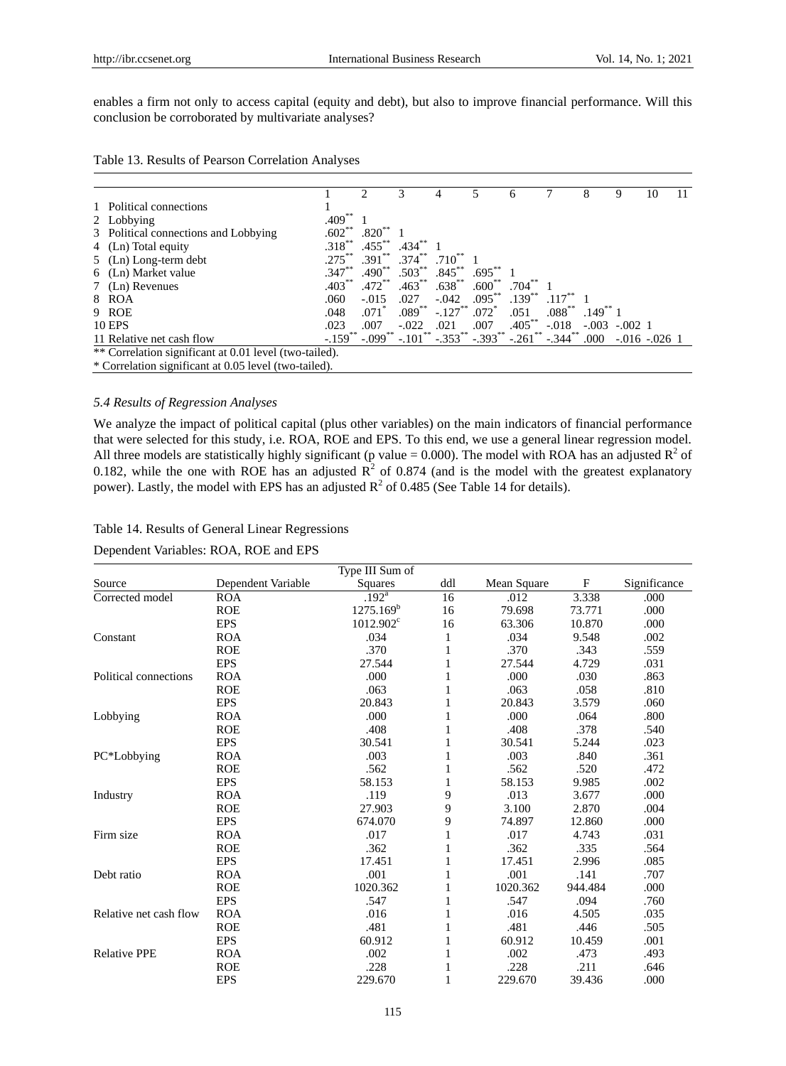enables a firm not only to access capital (equity and debt), but also to improve financial performance. Will this conclusion be corroborated by multivariate analyses?

Table 13. Results of Pearson Correlation Analyses

| | 1 | 2 | 3 | 4 | 5 | 6 | 7 | 8 | 9 | 10 | 11 |
|---|---|---|---|---|---|---|---|---|---|---|---|
| 1 Political connections | 1 | | | | | | | | | | |
| 2 Lobbying | .409** | 1 | | | | | | | | | |
| 3 Political connections and Lobbying | .602** | .820** | 1 | | | | | | | | |
| 4 (Ln) Total equity | .318** | .455** | .434** | 1 | | | | | | | |
| 5 (Ln) Long-term debt | .275** | .391** | .374** | .710** | 1 | | | | | | |
| 6 (Ln) Market value | .347** | .490** | .503** | .845** | .695** | 1 | | | | | |
| 7 (Ln) Revenues | .403** | .472** | .463** | .638** | .600** | .704** | 1 | | | | |
| 8 ROA | .060 | -.015 | .027 | -.042 | .095** | .139** | .117** | 1 | | | |
| 9 ROE | .048 | .071* | .089** | -.127** | .072* | .051 | .088** | .149** | 1 | | |
| 10 EPS | .023 | .007 | -.022 | .021 | .007 | .405** | -.018 | -.003 | -.002 | 1 | |
| 11 Relative net cash flow | -.159** | -.099** | -.101** | -.353** | -.393** | -.261** | -.344** | .000 | -.016 | -.026 | 1 |

** Correlation significant at 0.01 level (two-tailed).
* Correlation significant at 0.05 level (two-tailed).

### *5.4 Results of Regression Analyses*

We analyze the impact of political capital (plus other variables) on the main indicators of financial performance that were selected for this study, i.e. ROA, ROE and EPS. To this end, we use a general linear regression model. All three models are statistically highly significant (p value = 0.000). The model with ROA has an adjusted $R^2$ of 0.182, while the one with ROE has an adjusted $R^2$ of 0.874 (and is the model with the greatest explanatory power). Lastly, the model with EPS has an adjusted $R^2$ of 0.485 (See Table 14 for details).

Table 14. Results of General Linear Regressions

Dependent Variables: ROA, ROE and EPS

| Source | Dependent Variable | Type III Sum of Squares | ddl | Mean Square | F | Significance |
|---|---|---|---|---|---|---|
| Corrected model | ROA | .192[a] | 16 | .012 | 3.338 | .000 |
| | ROE | 1275.169[b] | 16 | 79.698 | 73.771 | .000 |
| | EPS | 1012.902[c] | 16 | 63.306 | 10.870 | .000 |
| Constant | ROA | .034 | 1 | .034 | 9.548 | .002 |
| | ROE | .370 | 1 | .370 | .343 | .559 |
| | EPS | 27.544 | 1 | 27.544 | 4.729 | .031 |
| Political connections | ROA | .000 | 1 | .000 | .030 | .863 |
| | ROE | .063 | 1 | .063 | .058 | .810 |
| | EPS | 20.843 | 1 | 20.843 | 3.579 | .060 |
| Lobbying | ROA | .000 | 1 | .000 | .064 | .800 |
| | ROE | .408 | 1 | .408 | .378 | .540 |
| | EPS | 30.541 | 1 | 30.541 | 5.244 | .023 |
| PC*Lobbying | ROA | .003 | 1 | .003 | .840 | .361 |
| | ROE | .562 | 1 | .562 | .520 | .472 |
| | EPS | 58.153 | 1 | 58.153 | 9.985 | .002 |
| Industry | ROA | .119 | 9 | .013 | 3.677 | .000 |
| | ROE | 27.903 | 9 | 3.100 | 2.870 | .004 |
| | EPS | 674.070 | 9 | 74.897 | 12.860 | .000 |
| Firm size | ROA | .017 | 1 | .017 | 4.743 | .031 |
| | ROE | .362 | 1 | .362 | .335 | .564 |
| | EPS | 17.451 | 1 | 17.451 | 2.996 | .085 |
| Debt ratio | ROA | .001 | 1 | .001 | .141 | .707 |
| | ROE | 1020.362 | 1 | 1020.362 | 944.484 | .000 |
| | EPS | .547 | 1 | .547 | .094 | .760 |
| Relative net cash flow | ROA | .016 | 1 | .016 | 4.505 | .035 |
| | ROE | .481 | 1 | .481 | .446 | .505 |
| | EPS | 60.912 | 1 | 60.912 | 10.459 | .001 |
| Relative PPE | ROA | .002 | 1 | .002 | .473 | .493 |
| | ROE | .228 | 1 | .228 | .211 | .646 |
| | EPS | 229.670 | 1 | 229.670 | 39.436 | .000 |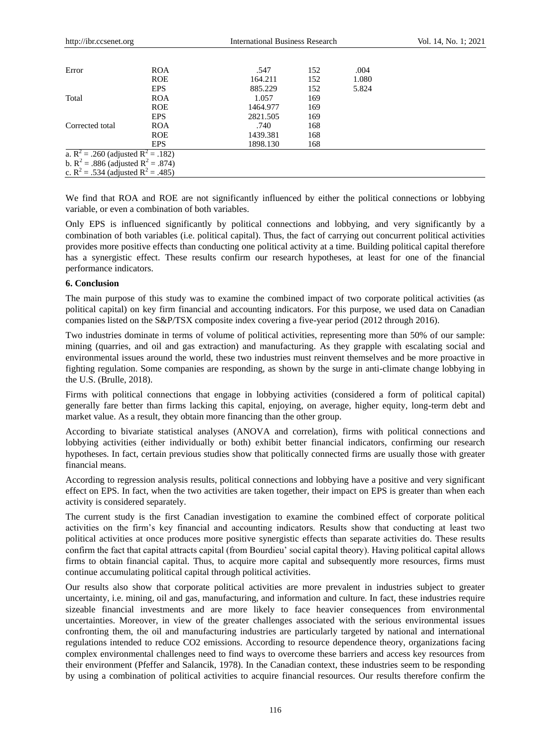| | | | | |
|---|---|---|---|---|
| Error | ROA | .547 | 152 | .004 |
| | ROE | 164.211 | 152 | 1.080 |
| | EPS | 885.229 | 152 | 5.824 |
| Total | ROA | 1.057 | 169 | |
| | ROE | 1464.977 | 169 | |
| | EPS | 2821.505 | 169 | |
| Corrected total | ROA | .740 | 168 | |
| | ROE | 1439.381 | 168 | |
| | EPS | 1898.130 | 168 | |

a. $R^2$ = .260 (adjusted $R^2$ = .182)
b. $R^2$ = .886 (adjusted $R^2$ = .874)
c. $R^2$ = .534 (adjusted $R^2$ = .485)

We find that ROA and ROE are not significantly influenced by either the political connections or lobbying variable, or even a combination of both variables.

Only EPS is influenced significantly by political connections and lobbying, and very significantly by a combination of both variables (i.e. political capital). Thus, the fact of carrying out concurrent political activities provides more positive effects than conducting one political activity at a time. Building political capital therefore has a synergistic effect. These results confirm our research hypotheses, at least for one of the financial performance indicators.

## 6. Conclusion

The main purpose of this study was to examine the combined impact of two corporate political activities (as political capital) on key firm financial and accounting indicators. For this purpose, we used data on Canadian companies listed on the S&P/TSX composite index covering a five-year period (2012 through 2016).

Two industries dominate in terms of volume of political activities, representing more than 50% of our sample: mining (quarries, and oil and gas extraction) and manufacturing. As they grapple with escalating social and environmental issues around the world, these two industries must reinvent themselves and be more proactive in fighting regulation. Some companies are responding, as shown by the surge in anti-climate change lobbying in the U.S. (Brulle, 2018).

Firms with political connections that engage in lobbying activities (considered a form of political capital) generally fare better than firms lacking this capital, enjoying, on average, higher equity, long-term debt and market value. As a result, they obtain more financing than the other group.

According to bivariate statistical analyses (ANOVA and correlation), firms with political connections and lobbying activities (either individually or both) exhibit better financial indicators, confirming our research hypotheses. In fact, certain previous studies show that politically connected firms are usually those with greater financial means.

According to regression analysis results, political connections and lobbying have a positive and very significant effect on EPS. In fact, when the two activities are taken together, their impact on EPS is greater than when each activity is considered separately.

The current study is the first Canadian investigation to examine the combined effect of corporate political activities on the firm's key financial and accounting indicators. Results show that conducting at least two political activities at once produces more positive synergistic effects than separate activities do. These results confirm the fact that capital attracts capital (from Bourdieu' social capital theory). Having political capital allows firms to obtain financial capital. Thus, to acquire more capital and subsequently more resources, firms must continue accumulating political capital through political activities.

Our results also show that corporate political activities are more prevalent in industries subject to greater uncertainty, i.e. mining, oil and gas, manufacturing, and information and culture. In fact, these industries require sizeable financial investments and are more likely to face heavier consequences from environmental uncertainties. Moreover, in view of the greater challenges associated with the serious environmental issues confronting them, the oil and manufacturing industries are particularly targeted by national and international regulations intended to reduce $CO_2$ emissions. According to resource dependence theory, organizations facing complex environmental challenges need to find ways to overcome these barriers and access key resources from their environment (Pfeffer and Salancik, 1978). In the Canadian context, these industries seem to be responding by using a combination of political activities to acquire financial resources. Our results therefore confirm the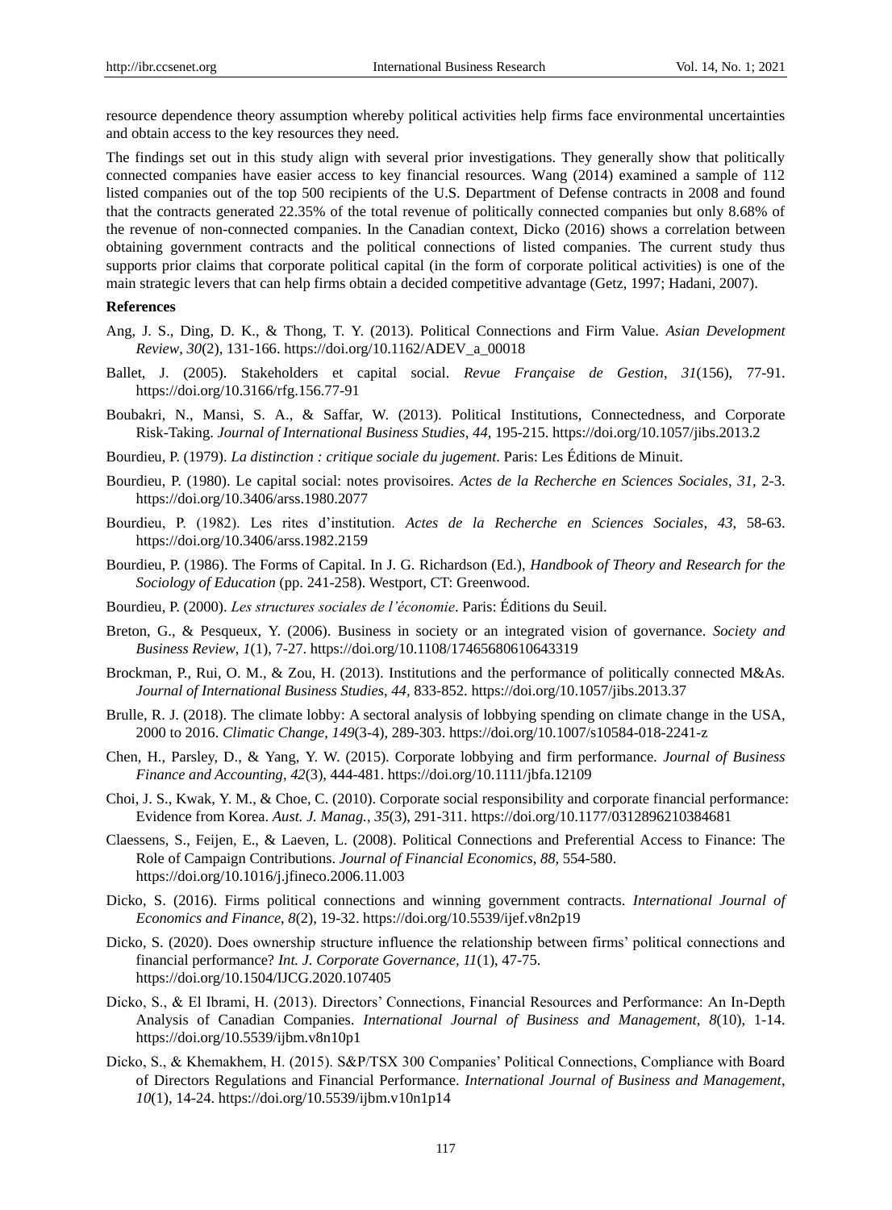resource dependence theory assumption whereby political activities help firms face environmental uncertainties and obtain access to the key resources they need.

The findings set out in this study align with several prior investigations. They generally show that politically connected companies have easier access to key financial resources. Wang (2014) examined a sample of 112 listed companies out of the top 500 recipients of the U.S. Department of Defense contracts in 2008 and found that the contracts generated 22.35% of the total revenue of politically connected companies but only 8.68% of the revenue of non-connected companies. In the Canadian context, Dicko (2016) shows a correlation between obtaining government contracts and the political connections of listed companies. The current study thus supports prior claims that corporate political capital (in the form of corporate political activities) is one of the main strategic levers that can help firms obtain a decided competitive advantage (Getz, 1997; Hadani, 2007).

**References**

Ang, J. S., Ding, D. K., & Thong, T. Y. (2013). Political Connections and Firm Value. *Asian Development Review*, *30*(2), 131-166. https://doi.org/10.1162/ADEV_a_00018

Ballet, J. (2005). Stakeholders et capital social. *Revue Française de Gestion*, *31*(156), 77-91. https://doi.org/10.3166/rfg.156.77-91

Boubakri, N., Mansi, S. A., & Saffar, W. (2013). Political Institutions, Connectedness, and Corporate Risk-Taking. *Journal of International Business Studies*, *44*, 195-215. https://doi.org/10.1057/jibs.2013.2

Bourdieu, P. (1979). *La distinction : critique sociale du jugement*. Paris: Les Éditions de Minuit.

Bourdieu, P. (1980). Le capital social: notes provisoires. *Actes de la Recherche en Sciences Sociales*, *31*, 2-3. https://doi.org/10.3406/arss.1980.2077

Bourdieu, P. (1982). Les rites d'institution. *Actes de la Recherche en Sciences Sociales*, *43*, 58-63. https://doi.org/10.3406/arss.1982.2159

Bourdieu, P. (1986). The Forms of Capital. In J. G. Richardson (Ed.), *Handbook of Theory and Research for the Sociology of Education* (pp. 241-258). Westport, CT: Greenwood.

Bourdieu, P. (2000). *Les structures sociales de l'économie*. Paris: Éditions du Seuil.

Breton, G., & Pesqueux, Y. (2006). Business in society or an integrated vision of governance. *Society and Business Review*, *1*(1), 7-27. https://doi.org/10.1108/17465680610643319

Brockman, P., Rui, O. M., & Zou, H. (2013). Institutions and the performance of politically connected M&As. *Journal of International Business Studies*, *44*, 833-852. https://doi.org/10.1057/jibs.2013.37

Brulle, R. J. (2018). The climate lobby: A sectoral analysis of lobbying spending on climate change in the USA, 2000 to 2016. *Climatic Change*, *149*(3-4), 289-303. https://doi.org/10.1007/s10584-018-2241-z

Chen, H., Parsley, D., & Yang, Y. W. (2015). Corporate lobbying and firm performance. *Journal of Business Finance and Accounting*, *42*(3), 444-481. https://doi.org/10.1111/jbfa.12109

Choi, J. S., Kwak, Y. M., & Choe, C. (2010). Corporate social responsibility and corporate financial performance: Evidence from Korea. *Aust. J. Manag.*, *35*(3), 291-311. https://doi.org/10.1177/0312896210384681

Claessens, S., Feijen, E., & Laeven, L. (2008). Political Connections and Preferential Access to Finance: The Role of Campaign Contributions. *Journal of Financial Economics*, *88*, 554-580. https://doi.org/10.1016/j.jfineco.2006.11.003

Dicko, S. (2016). Firms political connections and winning government contracts. *International Journal of Economics and Finance*, *8*(2), 19-32. https://doi.org/10.5539/ijef.v8n2p19

Dicko, S. (2020). Does ownership structure influence the relationship between firms' political connections and financial performance? *Int. J. Corporate Governance*, *11*(1), 47-75. https://doi.org/10.1504/IJCG.2020.107405

Dicko, S., & El Ibrami, H. (2013). Directors' Connections, Financial Resources and Performance: An In-Depth Analysis of Canadian Companies. *International Journal of Business and Management*, *8*(10), 1-14. https://doi.org/10.5539/ijbm.v8n10p1

Dicko, S., & Khemakhem, H. (2015). S&P/TSX 300 Companies' Political Connections, Compliance with Board of Directors Regulations and Financial Performance. *International Journal of Business and Management*, *10*(1), 14-24. https://doi.org/10.5539/ijbm.v10n1p14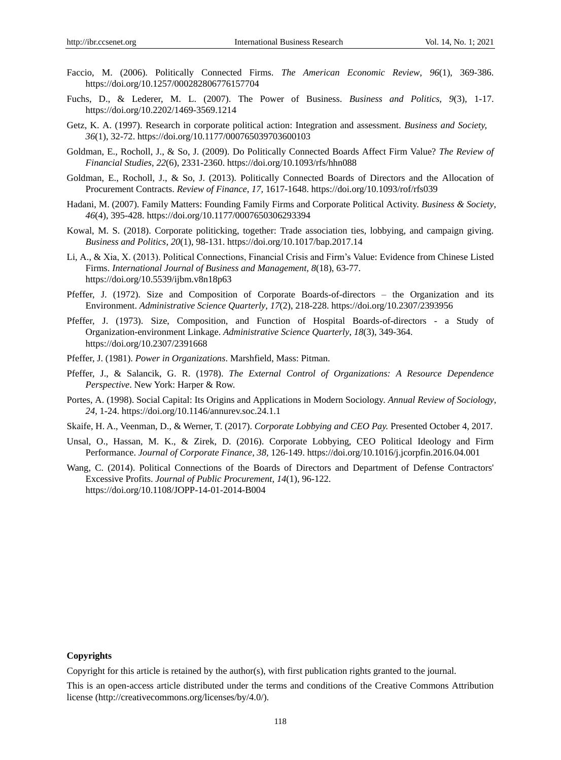Faccio, M. (2006). Politically Connected Firms. *The American Economic Review*, *96*(1), 369-386. https://doi.org/10.1257/000282806776157704

Fuchs, D., & Lederer, M. L. (2007). The Power of Business. *Business and Politics, 9*(3), 1-17. https://doi.org/10.2202/1469-3569.1214

Getz, K. A. (1997). Research in corporate political action: Integration and assessment. *Business and Society, 36*(1), 32-72. https://doi.org/10.1177/000765039703600103

Goldman, E., Rocholl, J., & So, J. (2009). Do Politically Connected Boards Affect Firm Value? *The Review of Financial Studies*, *22*(6), 2331-2360. https://doi.org/10.1093/rfs/hhn088

Goldman, E., Rocholl, J., & So, J. (2013). Politically Connected Boards of Directors and the Allocation of Procurement Contracts. *Review of Finance*, *17,* 1617-1648. https://doi.org/10.1093/rof/rfs039

Hadani, M. (2007). Family Matters: Founding Family Firms and Corporate Political Activity. *Business & Society, 46*(4), 395-428. https://doi.org/10.1177/0007650306293394

Kowal, M. S. (2018). Corporate politicking, together: Trade association ties, lobbying, and campaign giving. *Business and Politics*, *20*(1), 98-131. https://doi.org/10.1017/bap.2017.14

Li, A., & Xia, X. (2013). Political Connections, Financial Crisis and Firm's Value: Evidence from Chinese Listed Firms. *International Journal of Business and Management*, *8*(18), 63-77. https://doi.org/10.5539/ijbm.v8n18p63

Pfeffer, J. (1972). Size and Composition of Corporate Boards-of-directors – the Organization and its Environment. *Administrative Science Quarterly*, *17*(2), 218-228. https://doi.org/10.2307/2393956

Pfeffer, J. (1973). Size, Composition, and Function of Hospital Boards-of-directors - a Study of Organization-environment Linkage. *Administrative Science Quarterly*, *18*(3), 349-364. https://doi.org/10.2307/2391668

Pfeffer, J. (1981). *Power in Organizations*. Marshfield, Mass: Pitman.

Pfeffer, J., & Salancik, G. R. (1978). *The External Control of Organizations: A Resource Dependence Perspective*. New York: Harper & Row.

Portes, A. (1998). Social Capital: Its Origins and Applications in Modern Sociology. *Annual Review of Sociology*, *24*, 1-24. https://doi.org/10.1146/annurev.soc.24.1.1

Skaife, H. A., Veenman, D., & Werner, T. (2017). *Corporate Lobbying and CEO Pay.* Presented October 4, 2017.

Unsal, O., Hassan, M. K., & Zirek, D. (2016). Corporate Lobbying, CEO Political Ideology and Firm Performance. *Journal of Corporate Finance*, *38,* 126-149. https://doi.org/10.1016/j.jcorpfin.2016.04.001

Wang, C. (2014). Political Connections of the Boards of Directors and Department of Defense Contractors' Excessive Profits. *Journal of Public Procurement*, *14*(1), 96-122. https://doi.org/10.1108/JOPP-14-01-2014-B004

**Copyrights**

Copyright for this article is retained by the author(s), with first publication rights granted to the journal.

This is an open-access article distributed under the terms and conditions of the Creative Commons Attribution license (http://creativecommons.org/licenses/by/4.0/).